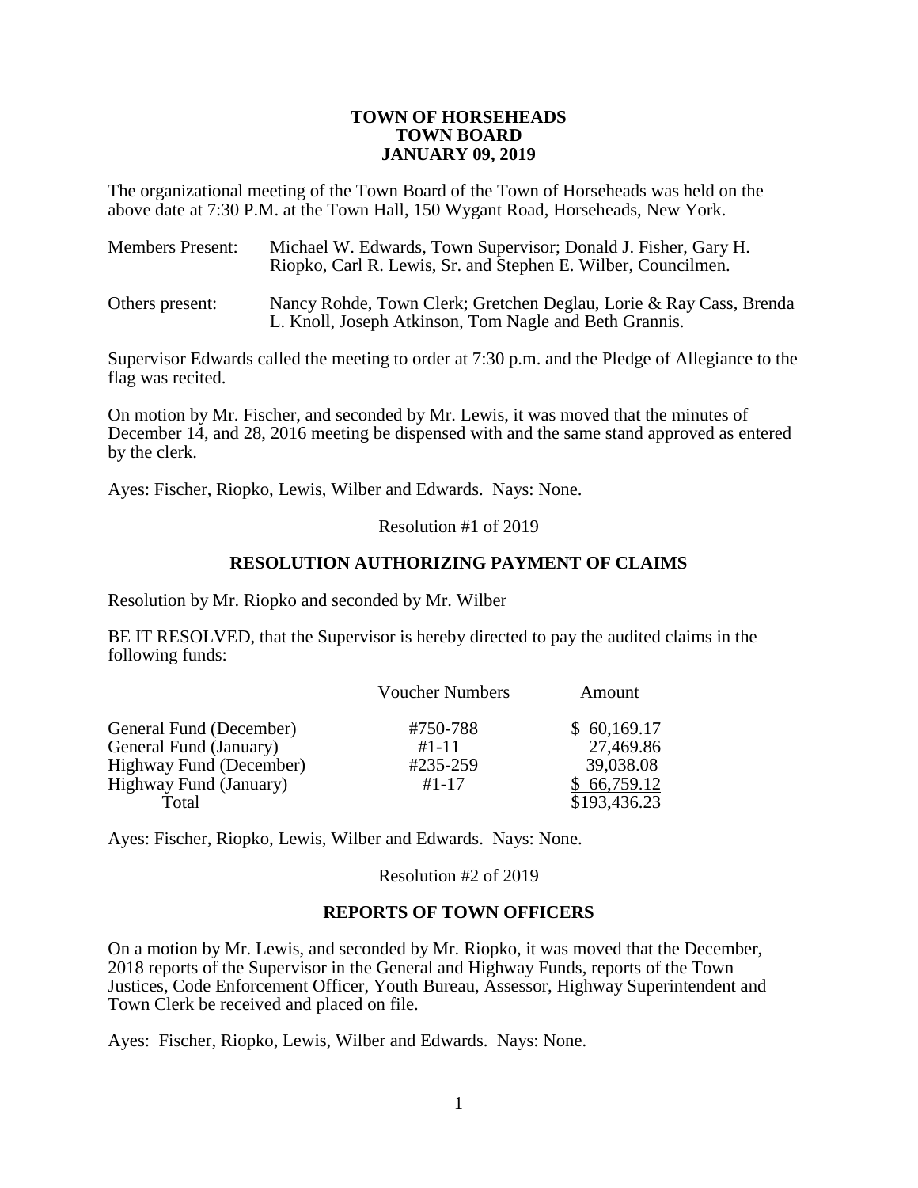**TOWN OF HORSEHEADS**
**TOWN BOARD**
**JANUARY 09, 2019**

The organizational meeting of the Town Board of the Town of Horseheads was held on the above date at 7:30 P.M. at the Town Hall, 150 Wygant Road, Horseheads, New York.

Members Present: Michael W. Edwards, Town Supervisor; Donald J. Fisher, Gary H. Riopko, Carl R. Lewis, Sr. and Stephen E. Wilber, Councilmen.

Others present: Nancy Rohde, Town Clerk; Gretchen Deglau, Lorie & Ray Cass, Brenda L. Knoll, Joseph Atkinson, Tom Nagle and Beth Grannis.

Supervisor Edwards called the meeting to order at 7:30 p.m. and the Pledge of Allegiance to the flag was recited.

On motion by Mr. Fischer, and seconded by Mr. Lewis, it was moved that the minutes of December 14, and 28, 2016 meeting be dispensed with and the same stand approved as entered by the clerk.

Ayes: Fischer, Riopko, Lewis, Wilber and Edwards. Nays: None.

Resolution #1 of 2019

**RESOLUTION AUTHORIZING PAYMENT OF CLAIMS**

Resolution by Mr. Riopko and seconded by Mr. Wilber

BE IT RESOLVED, that the Supervisor is hereby directed to pay the audited claims in the following funds:

| | Voucher Numbers | Amount |
|---|---|---|
| General Fund (December) | #750-788 | $ 60,169.17 |
| General Fund (January) | #1-11 | 27,469.86 |
| Highway Fund (December) | #235-259 | 39,038.08 |
| Highway Fund (January) | #1-17 | $ 66,759.12 |
| Total | | $193,436.23 |

Ayes: Fischer, Riopko, Lewis, Wilber and Edwards. Nays: None.

Resolution #2 of 2019

**REPORTS OF TOWN OFFICERS**

On a motion by Mr. Lewis, and seconded by Mr. Riopko, it was moved that the December, 2018 reports of the Supervisor in the General and Highway Funds, reports of the Town Justices, Code Enforcement Officer, Youth Bureau, Assessor, Highway Superintendent and Town Clerk be received and placed on file.

Ayes: Fischer, Riopko, Lewis, Wilber and Edwards. Nays: None.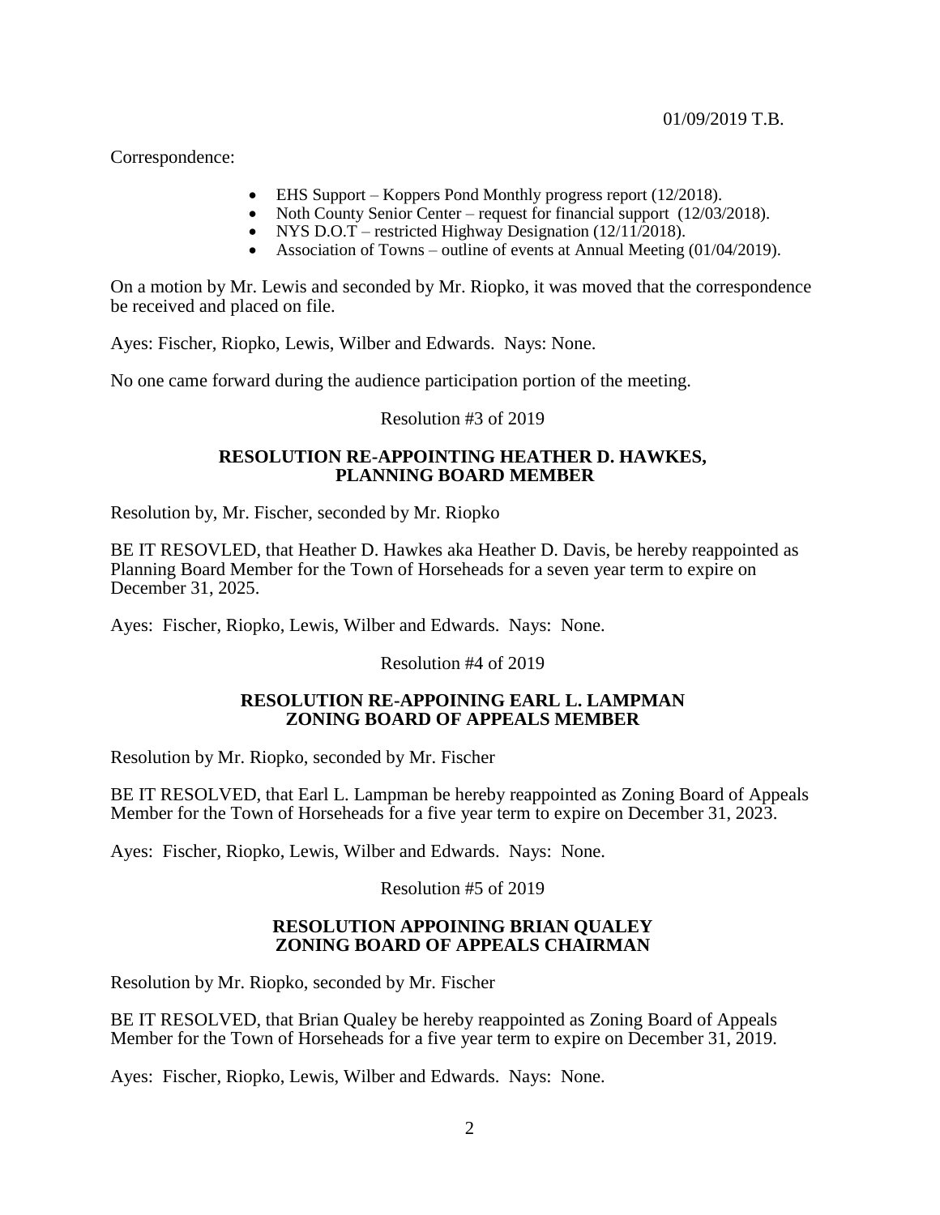01/09/2019 T.B.

Correspondence:

- EHS Support – Koppers Pond Monthly progress report (12/2018).
- Noth County Senior Center – request for financial support (12/03/2018).
- NYS D.O.T – restricted Highway Designation (12/11/2018).
- Association of Towns – outline of events at Annual Meeting (01/04/2019).

On a motion by Mr. Lewis and seconded by Mr. Riopko, it was moved that the correspondence be received and placed on file.

Ayes: Fischer, Riopko, Lewis, Wilber and Edwards. Nays: None.

No one came forward during the audience participation portion of the meeting.

Resolution #3 of 2019

**RESOLUTION RE-APPOINTING HEATHER D. HAWKES, PLANNING BOARD MEMBER**

Resolution by, Mr. Fischer, seconded by Mr. Riopko

BE IT RESOVLED, that Heather D. Hawkes aka Heather D. Davis, be hereby reappointed as Planning Board Member for the Town of Horseheads for a seven year term to expire on December 31, 2025.

Ayes: Fischer, Riopko, Lewis, Wilber and Edwards. Nays: None.

Resolution #4 of 2019

**RESOLUTION RE-APPOINING EARL L. LAMPMAN ZONING BOARD OF APPEALS MEMBER**

Resolution by Mr. Riopko, seconded by Mr. Fischer

BE IT RESOLVED, that Earl L. Lampman be hereby reappointed as Zoning Board of Appeals Member for the Town of Horseheads for a five year term to expire on December 31, 2023.

Ayes: Fischer, Riopko, Lewis, Wilber and Edwards. Nays: None.

Resolution #5 of 2019

**RESOLUTION APPOINING BRIAN QUALEY ZONING BOARD OF APPEALS CHAIRMAN**

Resolution by Mr. Riopko, seconded by Mr. Fischer

BE IT RESOLVED, that Brian Qualey be hereby reappointed as Zoning Board of Appeals Member for the Town of Horseheads for a five year term to expire on December 31, 2019.

Ayes: Fischer, Riopko, Lewis, Wilber and Edwards. Nays: None.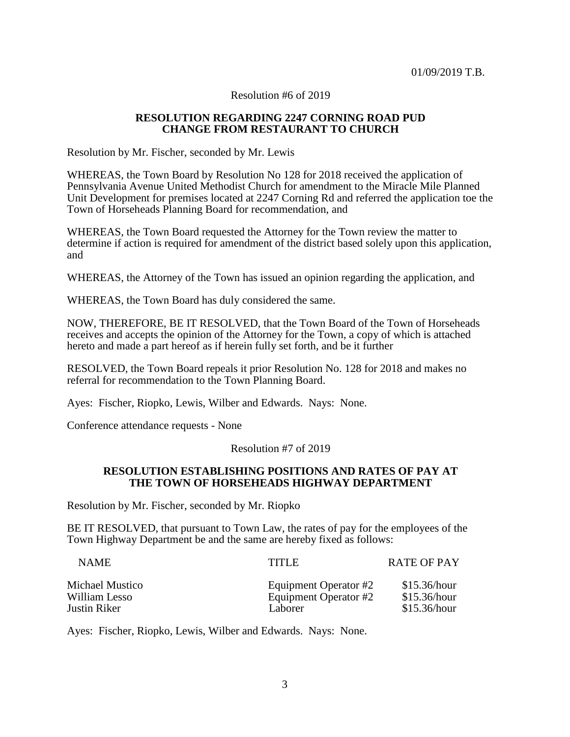01/09/2019 T.B.

Resolution #6 of 2019

**RESOLUTION REGARDING 2247 CORNING ROAD PUD CHANGE FROM RESTAURANT TO CHURCH**

Resolution by Mr. Fischer, seconded by Mr. Lewis

WHEREAS, the Town Board by Resolution No 128 for 2018 received the application of Pennsylvania Avenue United Methodist Church for amendment to the Miracle Mile Planned Unit Development for premises located at 2247 Corning Rd and referred the application toe the Town of Horseheads Planning Board for recommendation, and

WHEREAS, the Town Board requested the Attorney for the Town review the matter to determine if action is required for amendment of the district based solely upon this application, and

WHEREAS, the Attorney of the Town has issued an opinion regarding the application, and

WHEREAS, the Town Board has duly considered the same.

NOW, THEREFORE, BE IT RESOLVED, that the Town Board of the Town of Horseheads receives and accepts the opinion of the Attorney for the Town, a copy of which is attached hereto and made a part hereof as if herein fully set forth, and be it further

RESOLVED, the Town Board repeals it prior Resolution No. 128 for 2018 and makes no referral for recommendation to the Town Planning Board.

Ayes: Fischer, Riopko, Lewis, Wilber and Edwards. Nays: None.

Conference attendance requests - None

Resolution #7 of 2019

**RESOLUTION ESTABLISHING POSITIONS AND RATES OF PAY AT THE TOWN OF HORSEHEADS HIGHWAY DEPARTMENT**

Resolution by Mr. Fischer, seconded by Mr. Riopko

BE IT RESOLVED, that pursuant to Town Law, the rates of pay for the employees of the Town Highway Department be and the same are hereby fixed as follows:

| NAME | TITLE | RATE OF PAY |
|---|---|---|
| Michael Mustico | Equipment Operator #2 | $15.36/hour |
| William Lesso | Equipment Operator #2 | $15.36/hour |
| Justin Riker | Laborer | $15.36/hour |

Ayes: Fischer, Riopko, Lewis, Wilber and Edwards. Nays: None.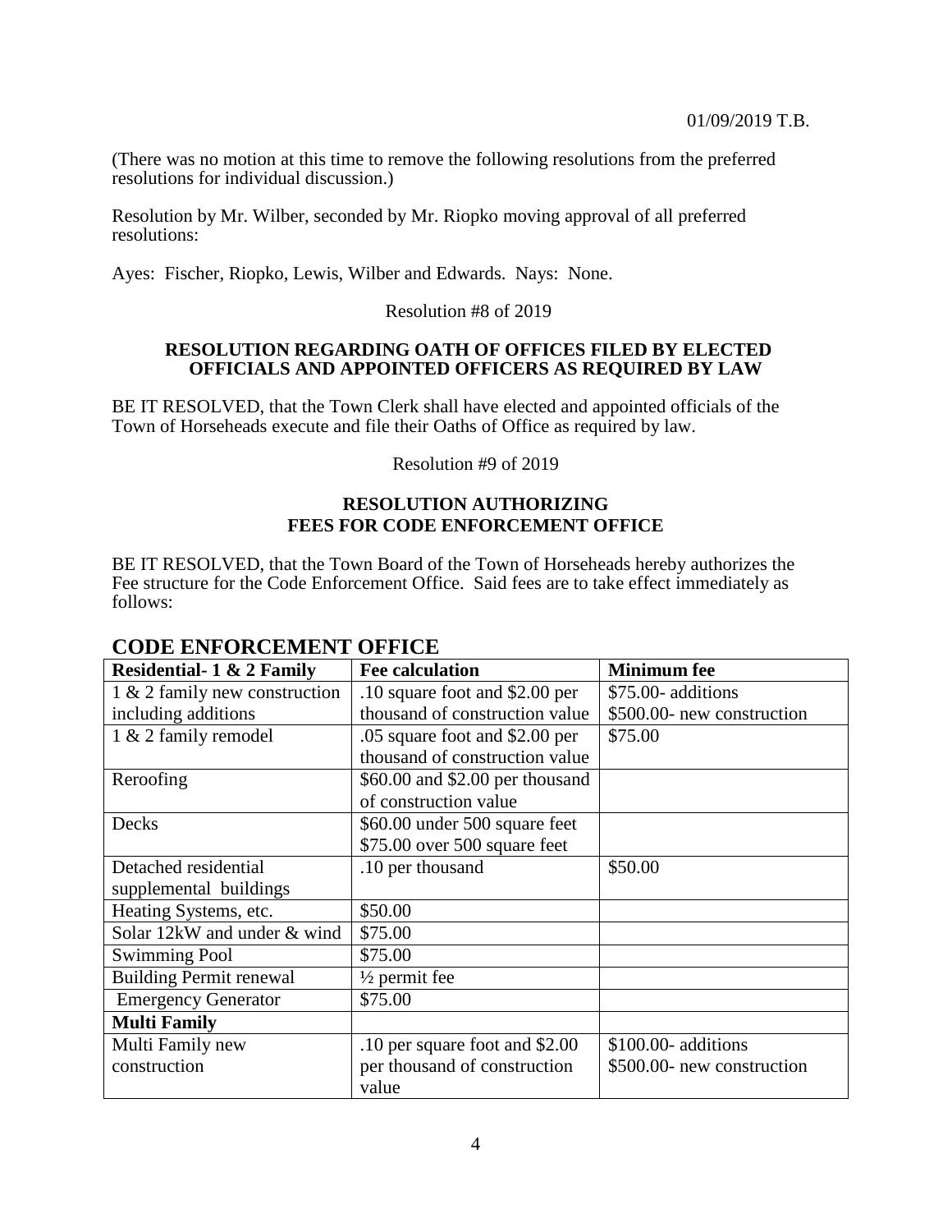(There was no motion at this time to remove the following resolutions from the preferred resolutions for individual discussion.)

Resolution by Mr. Wilber, seconded by Mr. Riopko moving approval of all preferred resolutions:

Ayes: Fischer, Riopko, Lewis, Wilber and Edwards. Nays: None.

Resolution #8 of 2019

**RESOLUTION REGARDING OATH OF OFFICES FILED BY ELECTED OFFICIALS AND APPOINTED OFFICERS AS REQUIRED BY LAW**

BE IT RESOLVED, that the Town Clerk shall have elected and appointed officials of the Town of Horseheads execute and file their Oaths of Office as required by law.

Resolution #9 of 2019

**RESOLUTION AUTHORIZING FEES FOR CODE ENFORCEMENT OFFICE**

BE IT RESOLVED, that the Town Board of the Town of Horseheads hereby authorizes the Fee structure for the Code Enforcement Office. Said fees are to take effect immediately as follows:

## CODE ENFORCEMENT OFFICE

| **Residential- 1 & 2 Family** | **Fee calculation** | **Minimum fee** |
|---|---|---|
| 1 & 2 family new construction including additions | .10 square foot and $2.00 per thousand of construction value | $75.00- additions<br>$500.00- new construction |
| 1 & 2 family remodel | .05 square foot and $2.00 per thousand of construction value | $75.00 |
| Reroofing | $60.00 and $2.00 per thousand of construction value | |
| Decks | $60.00 under 500 square feet<br>$75.00 over 500 square feet | |
| Detached residential supplemental buildings | .10 per thousand | $50.00 |
| Heating Systems, etc. | $50.00 | |
| Solar 12kW and under & wind | $75.00 | |
| Swimming Pool | $75.00 | |
| Building Permit renewal | ½ permit fee | |
| Emergency Generator | $75.00 | |
| **Multi Family** | | |
| Multi Family new construction | .10 per square foot and $2.00 per thousand of construction value | $100.00- additions<br>$500.00- new construction |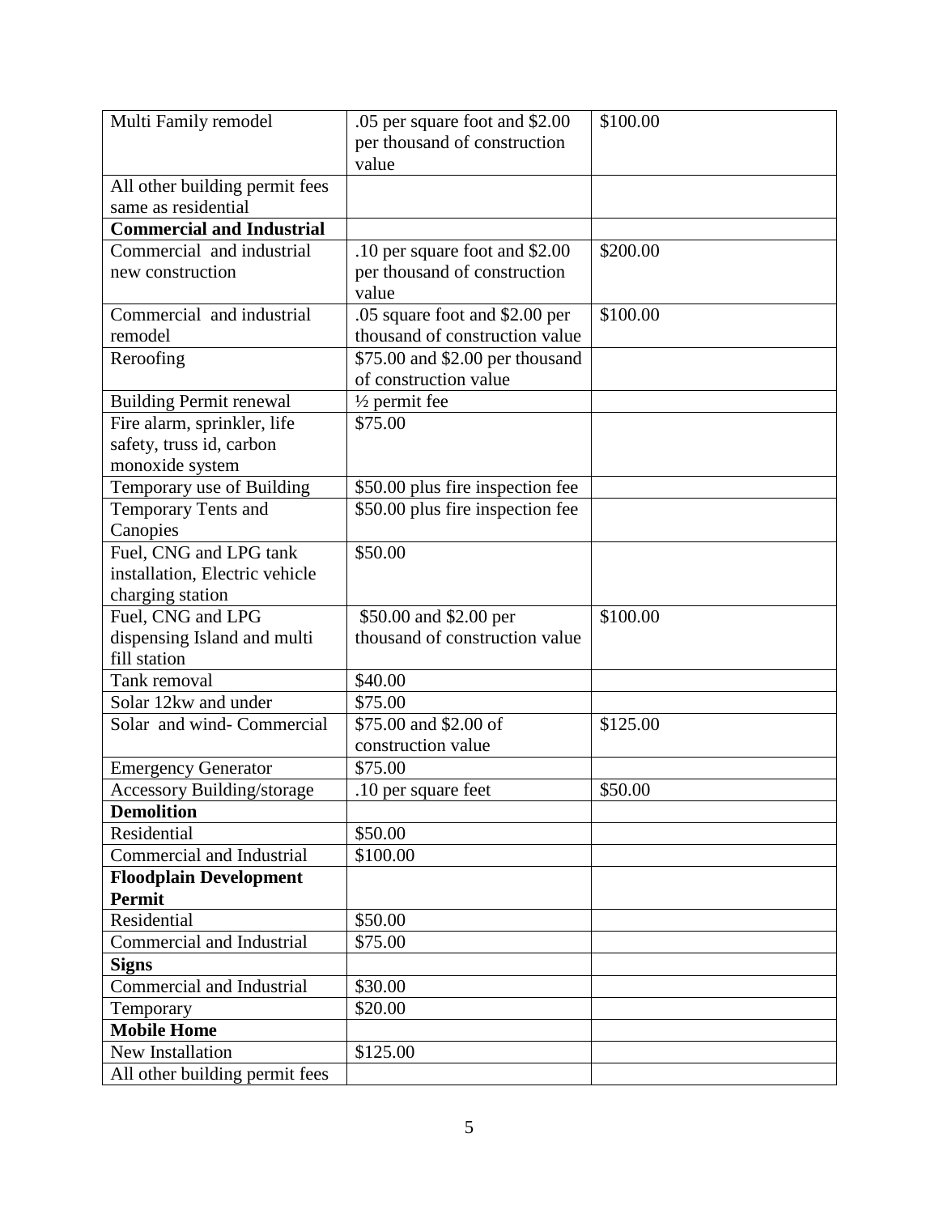| Multi Family remodel | .05 per square foot and $2.00 per thousand of construction value | $100.00 |
|---|---|---|
| All other building permit fees same as residential | | |
| **Commercial and Industrial** | | |
| Commercial and industrial new construction | .10 per square foot and $2.00 per thousand of construction value | $200.00 |
| Commercial and industrial remodel | .05 square foot and $2.00 per thousand of construction value | $100.00 |
| Reroofing | $75.00 and $2.00 per thousand of construction value | |
| Building Permit renewal | ½ permit fee | |
| Fire alarm, sprinkler, life safety, truss id, carbon monoxide system | $75.00 | |
| Temporary use of Building | $50.00 plus fire inspection fee | |
| Temporary Tents and Canopies | $50.00 plus fire inspection fee | |
| Fuel, CNG and LPG tank installation, Electric vehicle charging station | $50.00 | |
| Fuel, CNG and LPG dispensing Island and multi fill station | $50.00 and $2.00 per thousand of construction value | $100.00 |
| Tank removal | $40.00 | |
| Solar 12kw and under | $75.00 | |
| Solar and wind- Commercial | $75.00 and $2.00 of construction value | $125.00 |
| Emergency Generator | $75.00 | |
| Accessory Building/storage | .10 per square feet | $50.00 |
| **Demolition** | | |
| Residential | $50.00 | |
| Commercial and Industrial | $100.00 | |
| **Floodplain Development Permit** | | |
| Residential | $50.00 | |
| Commercial and Industrial | $75.00 | |
| **Signs** | | |
| Commercial and Industrial | $30.00 | |
| Temporary | $20.00 | |
| **Mobile Home** | | |
| New Installation | $125.00 | |
| All other building permit fees | | |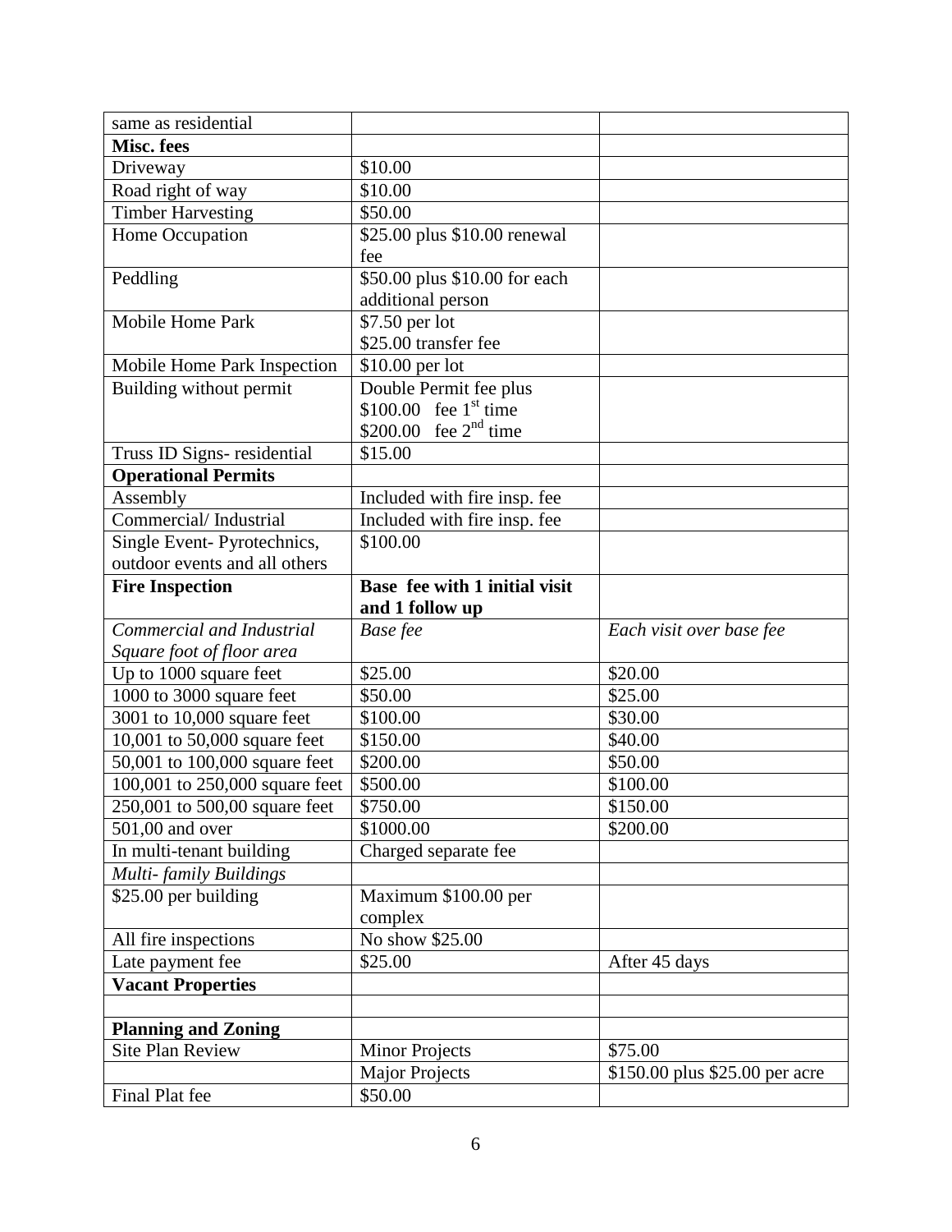| same as residential | | |
|---|---|---|
| **Misc. fees** | | |
| Driveway | $10.00 | |
| Road right of way | $10.00 | |
| Timber Harvesting | $50.00 | |
| Home Occupation | $25.00 plus $10.00 renewal fee | |
| Peddling | $50.00 plus $10.00 for each additional person | |
| Mobile Home Park | $7.50 per lot<br>$25.00 transfer fee | |
| Mobile Home Park Inspection | $10.00 per lot | |
| Building without permit | Double Permit fee plus<br>$100.00 fee 1st time<br>$200.00 fee 2nd time | |
| Truss ID Signs- residential | $15.00 | |
| **Operational Permits** | | |
| Assembly | Included with fire insp. fee | |
| Commercial/ Industrial | Included with fire insp. fee | |
| Single Event- Pyrotechnics, outdoor events and all others | $100.00 | |
| **Fire Inspection** | **Base fee with 1 initial visit and 1 follow up** | |
| *Commercial and Industrial Square foot of floor area* | *Base fee* | *Each visit over base fee* |
| Up to 1000 square feet | $25.00 | $20.00 |
| 1000 to 3000 square feet | $50.00 | $25.00 |
| 3001 to 10,000 square feet | $100.00 | $30.00 |
| 10,001 to 50,000 square feet | $150.00 | $40.00 |
| 50,001 to 100,000 square feet | $200.00 | $50.00 |
| 100,001 to 250,000 square feet | $500.00 | $100.00 |
| 250,001 to 500,00 square feet | $750.00 | $150.00 |
| 501,00 and over | $1000.00 | $200.00 |
| In multi-tenant building | Charged separate fee | |
| *Multi- family Buildings* | | |
| $25.00 per building | Maximum $100.00 per complex | |
| All fire inspections | No show $25.00 | |
| Late payment fee | $25.00 | After 45 days |
| **Vacant Properties** | | |
| | | |
| **Planning and Zoning** | | |
| Site Plan Review | Minor Projects | $75.00 |
| | Major Projects | $150.00 plus $25.00 per acre |
| Final Plat fee | $50.00 | |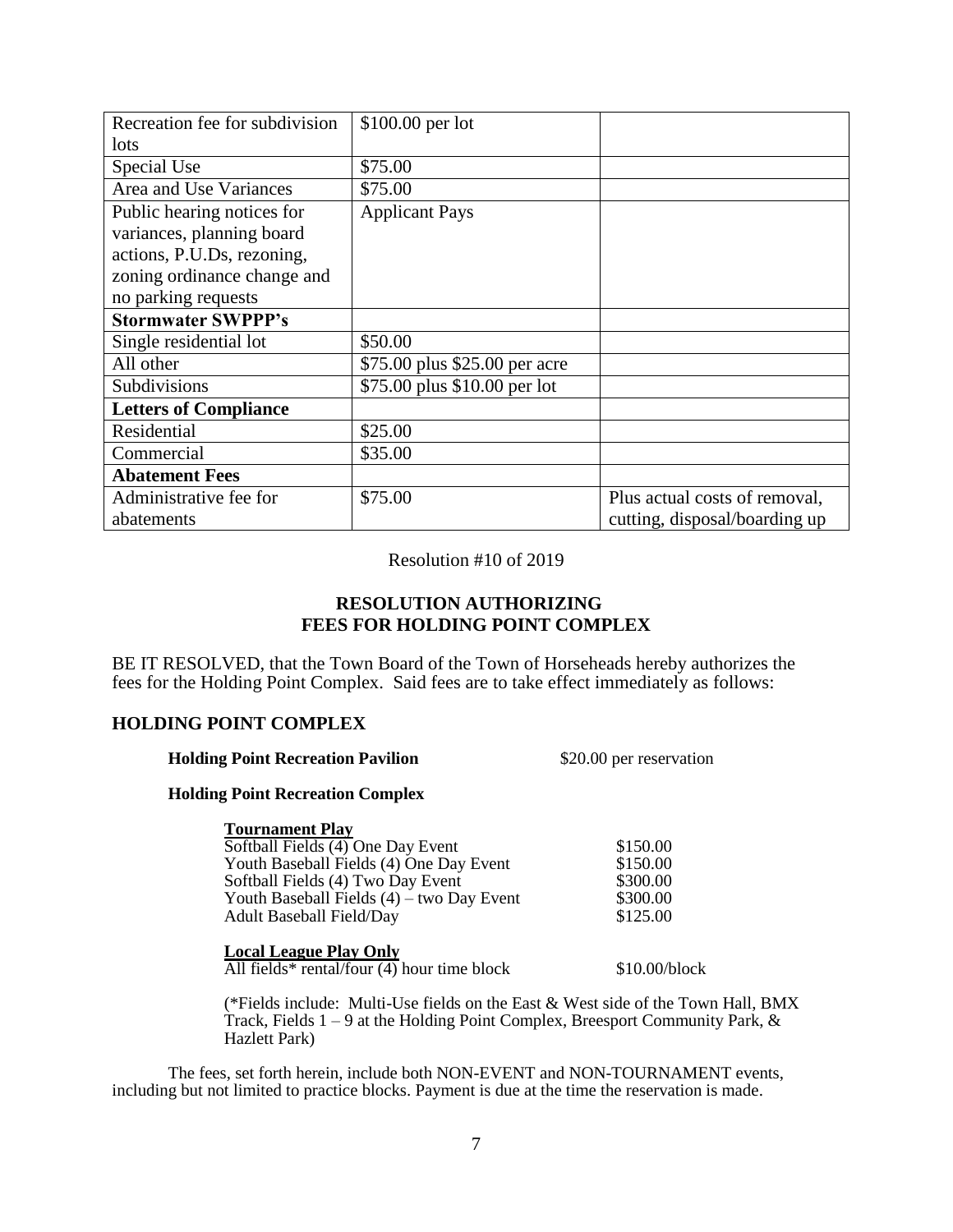| Recreation fee for subdivision lots | $100.00 per lot | |
|---|---|---|
| Special Use | $75.00 | |
| Area and Use Variances | $75.00 | |
| Public hearing notices for variances, planning board actions, P.U.Ds, rezoning, zoning ordinance change and no parking requests | Applicant Pays | |
| **Stormwater SWPPP's** | | |
| Single residential lot | $50.00 | |
| All other | $75.00 plus $25.00 per acre | |
| Subdivisions | $75.00 plus $10.00 per lot | |
| **Letters of Compliance** | | |
| Residential | $25.00 | |
| Commercial | $35.00 | |
| **Abatement Fees** | | |
| Administrative fee for abatements | $75.00 | Plus actual costs of removal, cutting, disposal/boarding up |

Resolution #10 of 2019

**RESOLUTION AUTHORIZING FEES FOR HOLDING POINT COMPLEX**

BE IT RESOLVED, that the Town Board of the Town of Horseheads hereby authorizes the fees for the Holding Point Complex. Said fees are to take effect immediately as follows:

## HOLDING POINT COMPLEX

**Holding Point Recreation Pavilion** $20.00 per reservation

**Holding Point Recreation Complex**

**Tournament Play**

| | |
|---|---|
| Softball Fields (4) One Day Event | $150.00 |
| Youth Baseball Fields (4) One Day Event | $150.00 |
| Softball Fields (4) Two Day Event | $300.00 |
| Youth Baseball Fields (4) – two Day Event | $300.00 |
| Adult Baseball Field/Day | $125.00 |

**Local League Play Only**

All fields* rental/four (4) hour time block $10.00/block

(*Fields include: Multi-Use fields on the East & West side of the Town Hall, BMX Track, Fields 1 – 9 at the Holding Point Complex, Breesport Community Park, & Hazlett Park)

The fees, set forth herein, include both NON-EVENT and NON-TOURNAMENT events, including but not limited to practice blocks. Payment is due at the time the reservation is made.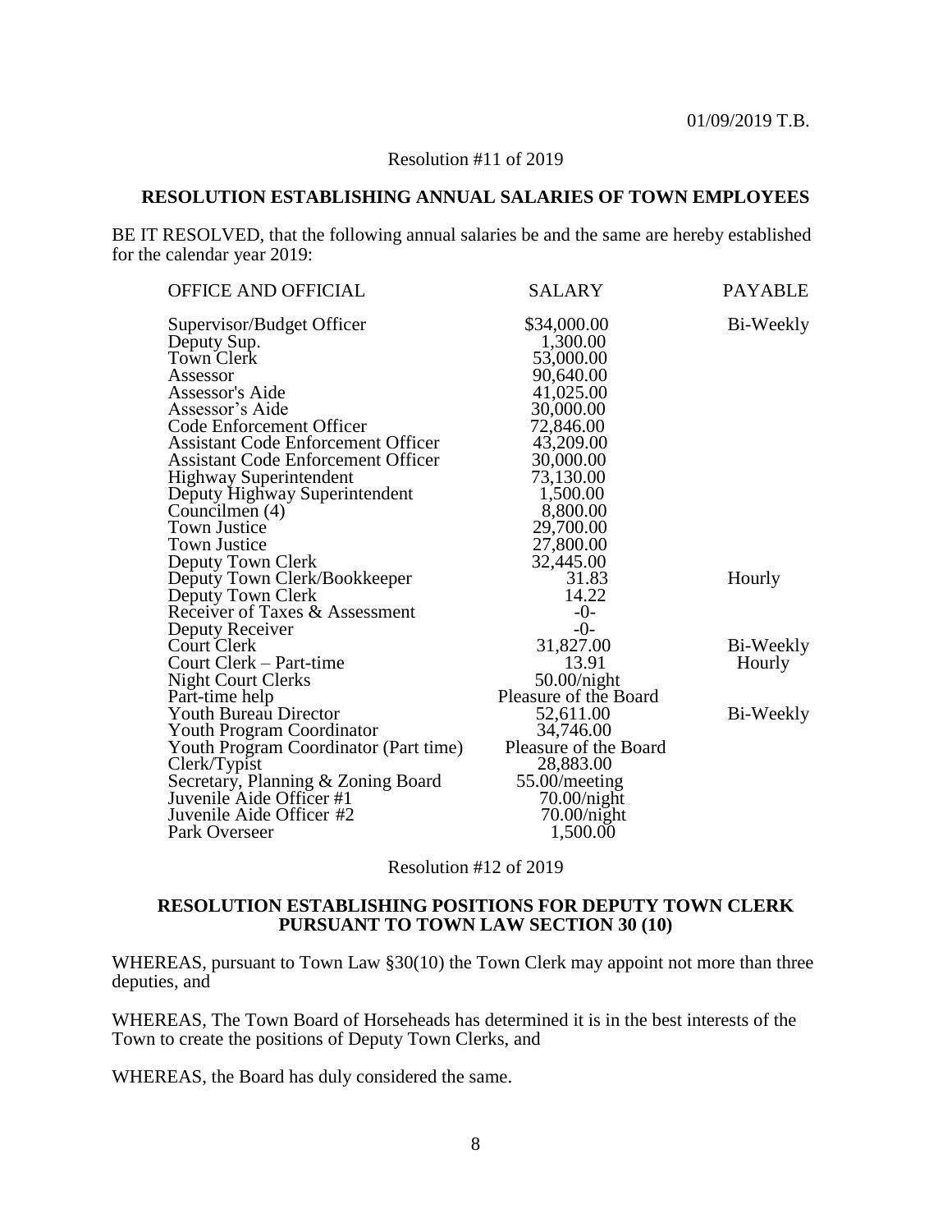01/09/2019 T.B.

Resolution #11 of 2019

## RESOLUTION ESTABLISHING ANNUAL SALARIES OF TOWN EMPLOYEES

BE IT RESOLVED, that the following annual salaries be and the same are hereby established for the calendar year 2019:

| OFFICE AND OFFICIAL | SALARY | PAYABLE |
|---|---|---|
| Supervisor/Budget Officer | $34,000.00 | Bi-Weekly |
| Deputy Sup. | 1,300.00 | |
| Town Clerk | 53,000.00 | |
| Assessor | 90,640.00 | |
| Assessor's Aide | 41,025.00 | |
| Assessor's Aide | 30,000.00 | |
| Code Enforcement Officer | 72,846.00 | |
| Assistant Code Enforcement Officer | 43,209.00 | |
| Assistant Code Enforcement Officer | 30,000.00 | |
| Highway Superintendent | 73,130.00 | |
| Deputy Highway Superintendent | 1,500.00 | |
| Councilmen (4) | 8,800.00 | |
| Town Justice | 29,700.00 | |
| Town Justice | 27,800.00 | |
| Deputy Town Clerk | 32,445.00 | |
| Deputy Town Clerk/Bookkeeper | 31.83 | Hourly |
| Deputy Town Clerk | 14.22 | |
| Receiver of Taxes & Assessment | -0- | |
| Deputy Receiver | -0- | |
| Court Clerk | 31,827.00 | Bi-Weekly |
| Court Clerk – Part-time | 13.91 | Hourly |
| Night Court Clerks | 50.00/night | |
| Part-time help | Pleasure of the Board | |
| Youth Bureau Director | 52,611.00 | Bi-Weekly |
| Youth Program Coordinator | 34,746.00 | |
| Youth Program Coordinator (Part time) | Pleasure of the Board | |
| Clerk/Typist | 28,883.00 | |
| Secretary, Planning & Zoning Board | 55.00/meeting | |
| Juvenile Aide Officer #1 | 70.00/night | |
| Juvenile Aide Officer #2 | 70.00/night | |
| Park Overseer | 1,500.00 | |

Resolution #12 of 2019

## RESOLUTION ESTABLISHING POSITIONS FOR DEPUTY TOWN CLERK PURSUANT TO TOWN LAW SECTION 30 (10)

WHEREAS, pursuant to Town Law §30(10) the Town Clerk may appoint not more than three deputies, and

WHEREAS, The Town Board of Horseheads has determined it is in the best interests of the Town to create the positions of Deputy Town Clerks, and

WHEREAS, the Board has duly considered the same.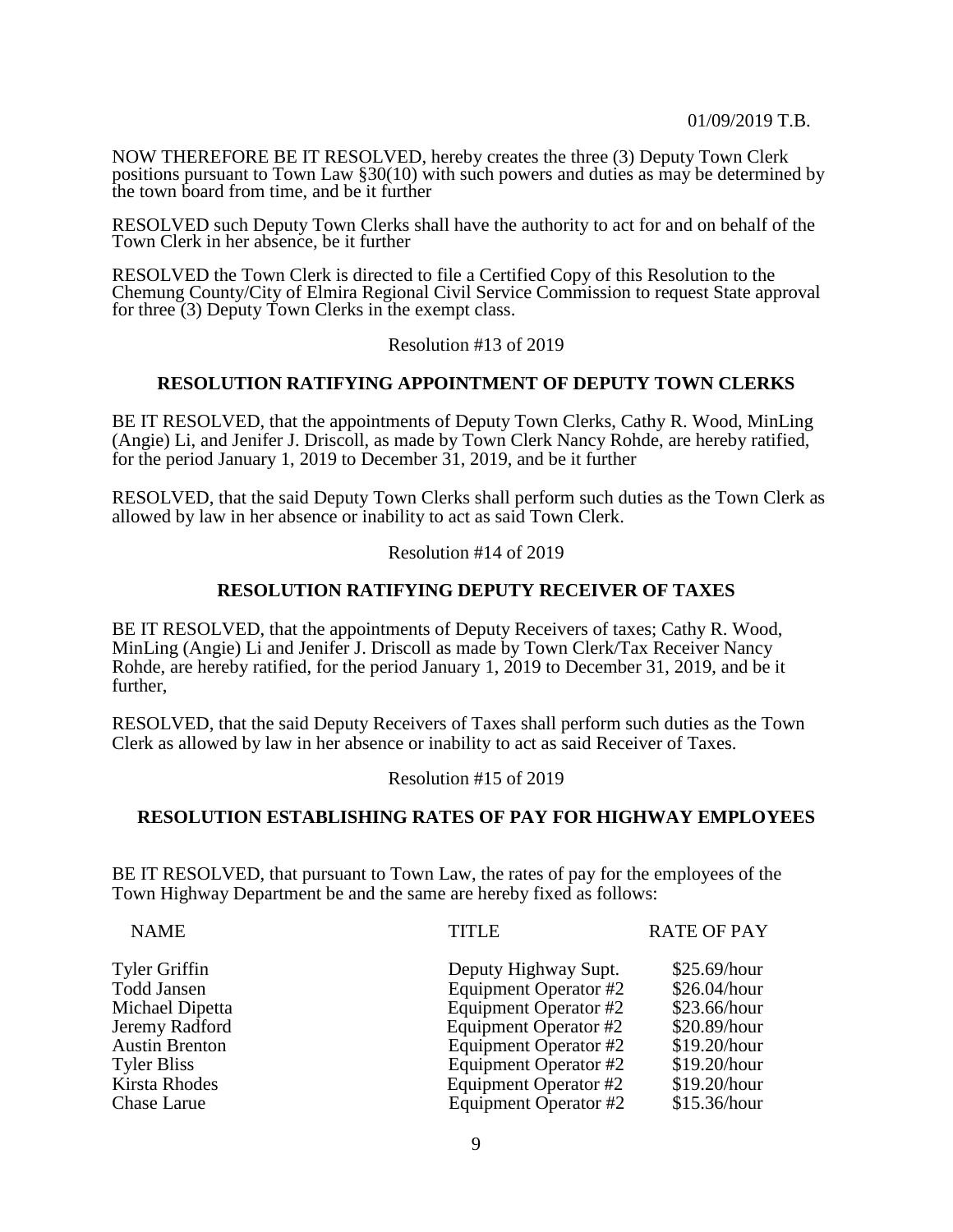NOW THEREFORE BE IT RESOLVED, hereby creates the three (3) Deputy Town Clerk positions pursuant to Town Law §30(10) with such powers and duties as may be determined by the town board from time, and be it further

RESOLVED such Deputy Town Clerks shall have the authority to act for and on behalf of the Town Clerk in her absence, be it further

RESOLVED the Town Clerk is directed to file a Certified Copy of this Resolution to the Chemung County/City of Elmira Regional Civil Service Commission to request State approval for three (3) Deputy Town Clerks in the exempt class.

Resolution #13 of 2019

**RESOLUTION RATIFYING APPOINTMENT OF DEPUTY TOWN CLERKS**

BE IT RESOLVED, that the appointments of Deputy Town Clerks, Cathy R. Wood, MinLing (Angie) Li, and Jenifer J. Driscoll, as made by Town Clerk Nancy Rohde, are hereby ratified, for the period January 1, 2019 to December 31, 2019, and be it further

RESOLVED, that the said Deputy Town Clerks shall perform such duties as the Town Clerk as allowed by law in her absence or inability to act as said Town Clerk.

Resolution #14 of 2019

**RESOLUTION RATIFYING DEPUTY RECEIVER OF TAXES**

BE IT RESOLVED, that the appointments of Deputy Receivers of taxes; Cathy R. Wood, MinLing (Angie) Li and Jenifer J. Driscoll as made by Town Clerk/Tax Receiver Nancy Rohde, are hereby ratified, for the period January 1, 2019 to December 31, 2019, and be it further,

RESOLVED, that the said Deputy Receivers of Taxes shall perform such duties as the Town Clerk as allowed by law in her absence or inability to act as said Receiver of Taxes.

Resolution #15 of 2019

**RESOLUTION ESTABLISHING RATES OF PAY FOR HIGHWAY EMPLOYEES**

BE IT RESOLVED, that pursuant to Town Law, the rates of pay for the employees of the Town Highway Department be and the same are hereby fixed as follows:

| NAME | TITLE | RATE OF PAY |
|---|---|---|
| Tyler Griffin | Deputy Highway Supt. | $25.69/hour |
| Todd Jansen | Equipment Operator #2 | $26.04/hour |
| Michael Dipetta | Equipment Operator #2 | $23.66/hour |
| Jeremy Radford | Equipment Operator #2 | $20.89/hour |
| Austin Brenton | Equipment Operator #2 | $19.20/hour |
| Tyler Bliss | Equipment Operator #2 | $19.20/hour |
| Kirsta Rhodes | Equipment Operator #2 | $19.20/hour |
| Chase Larue | Equipment Operator #2 | $15.36/hour |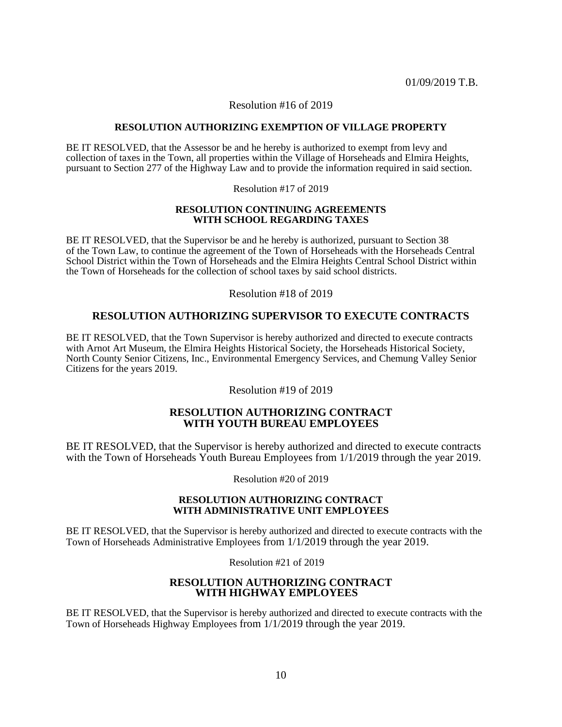01/09/2019 T.B.

Resolution #16 of 2019

**RESOLUTION AUTHORIZING EXEMPTION OF VILLAGE PROPERTY**

BE IT RESOLVED, that the Assessor be and he hereby is authorized to exempt from levy and collection of taxes in the Town, all properties within the Village of Horseheads and Elmira Heights, pursuant to Section 277 of the Highway Law and to provide the information required in said section.

Resolution #17 of 2019

**RESOLUTION CONTINUING AGREEMENTS WITH SCHOOL REGARDING TAXES**

BE IT RESOLVED, that the Supervisor be and he hereby is authorized, pursuant to Section 38 of the Town Law, to continue the agreement of the Town of Horseheads with the Horseheads Central School District within the Town of Horseheads and the Elmira Heights Central School District within the Town of Horseheads for the collection of school taxes by said school districts.

Resolution #18 of 2019

**RESOLUTION AUTHORIZING SUPERVISOR TO EXECUTE CONTRACTS**

BE IT RESOLVED, that the Town Supervisor is hereby authorized and directed to execute contracts with Arnot Art Museum, the Elmira Heights Historical Society, the Horseheads Historical Society, North County Senior Citizens, Inc., Environmental Emergency Services, and Chemung Valley Senior Citizens for the years 2019.

Resolution #19 of 2019

**RESOLUTION AUTHORIZING CONTRACT WITH YOUTH BUREAU EMPLOYEES**

BE IT RESOLVED, that the Supervisor is hereby authorized and directed to execute contracts with the Town of Horseheads Youth Bureau Employees from 1/1/2019 through the year 2019.

Resolution #20 of 2019

**RESOLUTION AUTHORIZING CONTRACT WITH ADMINISTRATIVE UNIT EMPLOYEES**

BE IT RESOLVED, that the Supervisor is hereby authorized and directed to execute contracts with the Town of Horseheads Administrative Employees from 1/1/2019 through the year 2019.

Resolution #21 of 2019

**RESOLUTION AUTHORIZING CONTRACT WITH HIGHWAY EMPLOYEES**

BE IT RESOLVED, that the Supervisor is hereby authorized and directed to execute contracts with the Town of Horseheads Highway Employees from 1/1/2019 through the year 2019.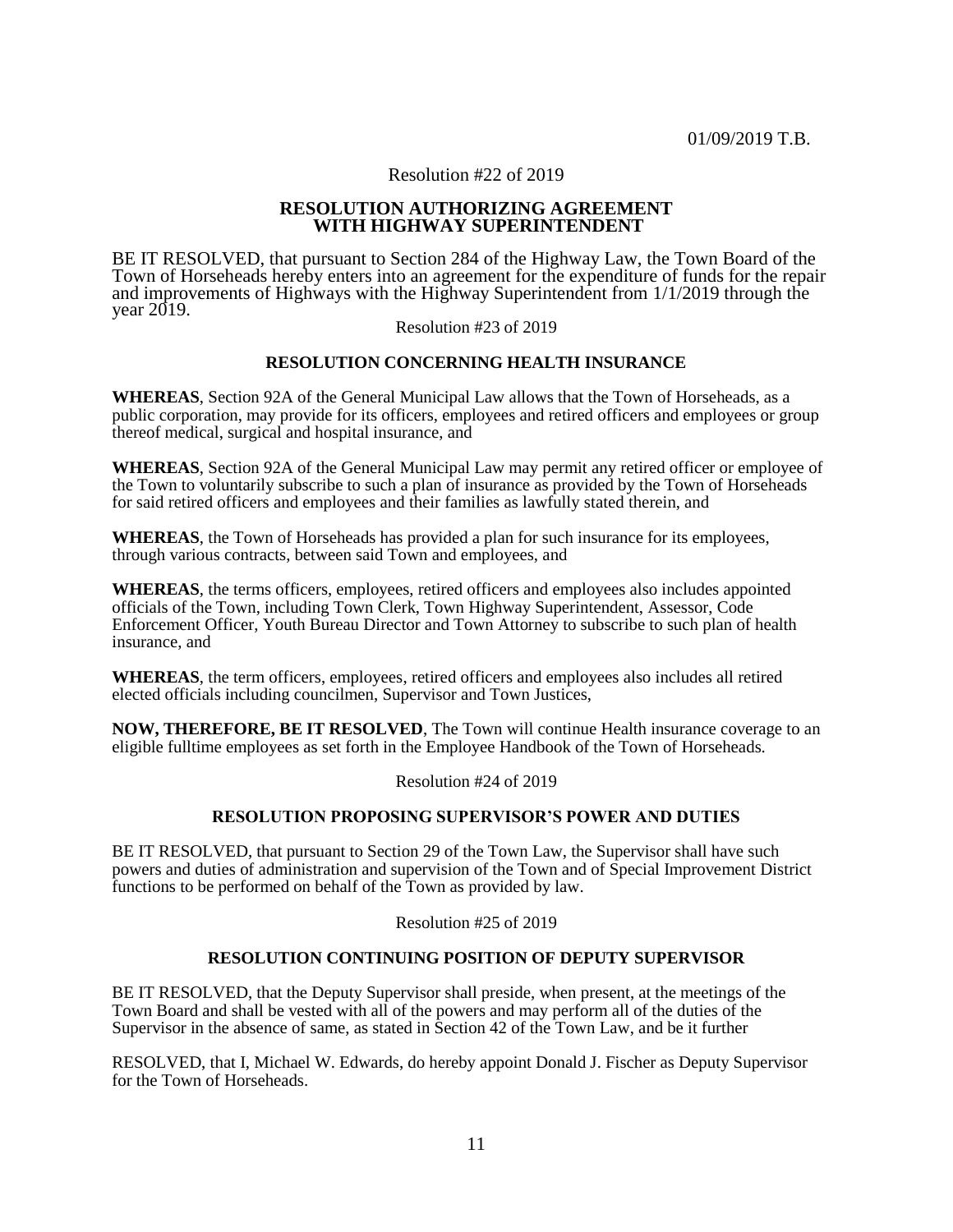01/09/2019 T.B.

Resolution #22 of 2019

## RESOLUTION AUTHORIZING AGREEMENT WITH HIGHWAY SUPERINTENDENT

BE IT RESOLVED, that pursuant to Section 284 of the Highway Law, the Town Board of the Town of Horseheads hereby enters into an agreement for the expenditure of funds for the repair and improvements of Highways with the Highway Superintendent from 1/1/2019 through the year 2019.

Resolution #23 of 2019

## RESOLUTION CONCERNING HEALTH INSURANCE

**WHEREAS**, Section 92A of the General Municipal Law allows that the Town of Horseheads, as a public corporation, may provide for its officers, employees and retired officers and employees or group thereof medical, surgical and hospital insurance, and

**WHEREAS**, Section 92A of the General Municipal Law may permit any retired officer or employee of the Town to voluntarily subscribe to such a plan of insurance as provided by the Town of Horseheads for said retired officers and employees and their families as lawfully stated therein, and

**WHEREAS**, the Town of Horseheads has provided a plan for such insurance for its employees, through various contracts, between said Town and employees, and

**WHEREAS**, the terms officers, employees, retired officers and employees also includes appointed officials of the Town, including Town Clerk, Town Highway Superintendent, Assessor, Code Enforcement Officer, Youth Bureau Director and Town Attorney to subscribe to such plan of health insurance, and

**WHEREAS**, the term officers, employees, retired officers and employees also includes all retired elected officials including councilmen, Supervisor and Town Justices,

**NOW, THEREFORE, BE IT RESOLVED**, The Town will continue Health insurance coverage to an eligible fulltime employees as set forth in the Employee Handbook of the Town of Horseheads.

Resolution #24 of 2019

## RESOLUTION PROPOSING SUPERVISOR'S POWER AND DUTIES

BE IT RESOLVED, that pursuant to Section 29 of the Town Law, the Supervisor shall have such powers and duties of administration and supervision of the Town and of Special Improvement District functions to be performed on behalf of the Town as provided by law.

Resolution #25 of 2019

## RESOLUTION CONTINUING POSITION OF DEPUTY SUPERVISOR

BE IT RESOLVED, that the Deputy Supervisor shall preside, when present, at the meetings of the Town Board and shall be vested with all of the powers and may perform all of the duties of the Supervisor in the absence of same, as stated in Section 42 of the Town Law, and be it further

RESOLVED, that I, Michael W. Edwards, do hereby appoint Donald J. Fischer as Deputy Supervisor for the Town of Horseheads.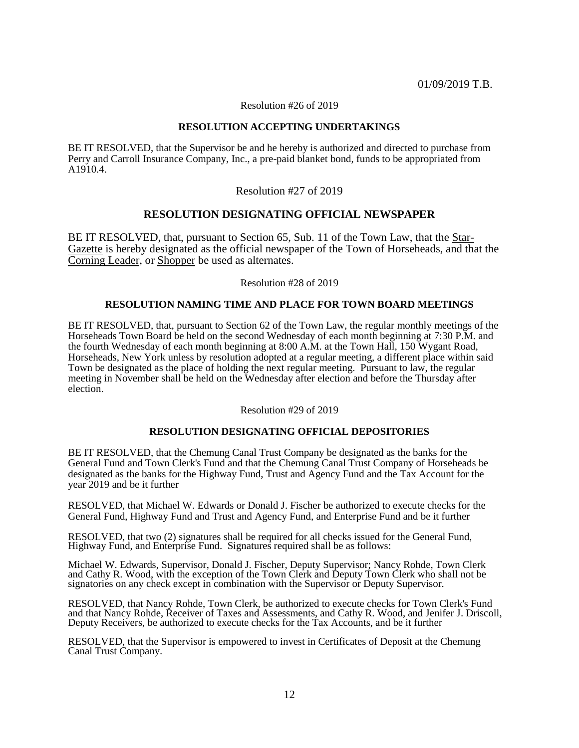01/09/2019 T.B.

Resolution #26 of 2019

**RESOLUTION ACCEPTING UNDERTAKINGS**

BE IT RESOLVED, that the Supervisor be and he hereby is authorized and directed to purchase from Perry and Carroll Insurance Company, Inc., a pre-paid blanket bond, funds to be appropriated from A1910.4.

Resolution #27 of 2019

**RESOLUTION DESIGNATING OFFICIAL NEWSPAPER**

BE IT RESOLVED, that, pursuant to Section 65, Sub. 11 of the Town Law, that the Star-Gazette is hereby designated as the official newspaper of the Town of Horseheads, and that the Corning Leader, or Shopper be used as alternates.

Resolution #28 of 2019

**RESOLUTION NAMING TIME AND PLACE FOR TOWN BOARD MEETINGS**

BE IT RESOLVED, that, pursuant to Section 62 of the Town Law, the regular monthly meetings of the Horseheads Town Board be held on the second Wednesday of each month beginning at 7:30 P.M. and the fourth Wednesday of each month beginning at 8:00 A.M. at the Town Hall, 150 Wygant Road, Horseheads, New York unless by resolution adopted at a regular meeting, a different place within said Town be designated as the place of holding the next regular meeting. Pursuant to law, the regular meeting in November shall be held on the Wednesday after election and before the Thursday after election.

Resolution #29 of 2019

**RESOLUTION DESIGNATING OFFICIAL DEPOSITORIES**

BE IT RESOLVED, that the Chemung Canal Trust Company be designated as the banks for the General Fund and Town Clerk's Fund and that the Chemung Canal Trust Company of Horseheads be designated as the banks for the Highway Fund, Trust and Agency Fund and the Tax Account for the year 2019 and be it further

RESOLVED, that Michael W. Edwards or Donald J. Fischer be authorized to execute checks for the General Fund, Highway Fund and Trust and Agency Fund, and Enterprise Fund and be it further

RESOLVED, that two (2) signatures shall be required for all checks issued for the General Fund, Highway Fund, and Enterprise Fund. Signatures required shall be as follows:

Michael W. Edwards, Supervisor, Donald J. Fischer, Deputy Supervisor; Nancy Rohde, Town Clerk and Cathy R. Wood, with the exception of the Town Clerk and Deputy Town Clerk who shall not be signatories on any check except in combination with the Supervisor or Deputy Supervisor.

RESOLVED, that Nancy Rohde, Town Clerk, be authorized to execute checks for Town Clerk's Fund and that Nancy Rohde, Receiver of Taxes and Assessments, and Cathy R. Wood, and Jenifer J. Driscoll, Deputy Receivers, be authorized to execute checks for the Tax Accounts, and be it further

RESOLVED, that the Supervisor is empowered to invest in Certificates of Deposit at the Chemung Canal Trust Company.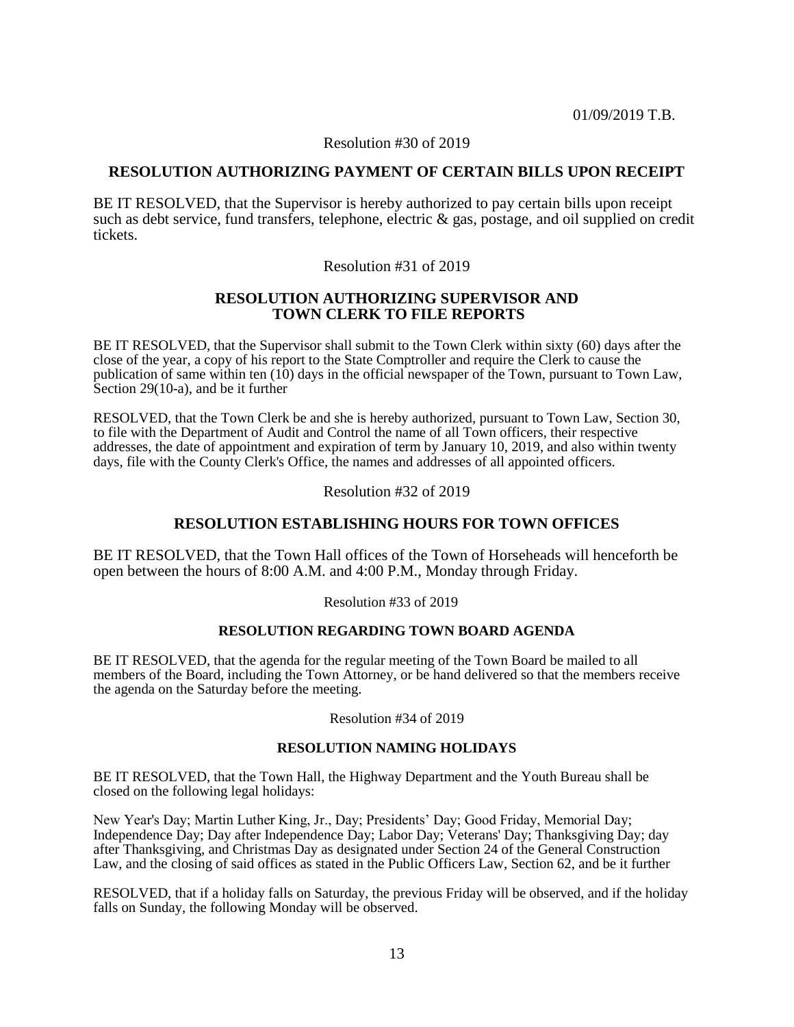01/09/2019 T.B.

Resolution #30 of 2019

## RESOLUTION AUTHORIZING PAYMENT OF CERTAIN BILLS UPON RECEIPT

BE IT RESOLVED, that the Supervisor is hereby authorized to pay certain bills upon receipt such as debt service, fund transfers, telephone, electric & gas, postage, and oil supplied on credit tickets.

Resolution #31 of 2019

## RESOLUTION AUTHORIZING SUPERVISOR AND TOWN CLERK TO FILE REPORTS

BE IT RESOLVED, that the Supervisor shall submit to the Town Clerk within sixty (60) days after the close of the year, a copy of his report to the State Comptroller and require the Clerk to cause the publication of same within ten (10) days in the official newspaper of the Town, pursuant to Town Law, Section 29(10-a), and be it further

RESOLVED, that the Town Clerk be and she is hereby authorized, pursuant to Town Law, Section 30, to file with the Department of Audit and Control the name of all Town officers, their respective addresses, the date of appointment and expiration of term by January 10, 2019, and also within twenty days, file with the County Clerk's Office, the names and addresses of all appointed officers.

Resolution #32 of 2019

## RESOLUTION ESTABLISHING HOURS FOR TOWN OFFICES

BE IT RESOLVED, that the Town Hall offices of the Town of Horseheads will henceforth be open between the hours of 8:00 A.M. and 4:00 P.M., Monday through Friday.

Resolution #33 of 2019

## RESOLUTION REGARDING TOWN BOARD AGENDA

BE IT RESOLVED, that the agenda for the regular meeting of the Town Board be mailed to all members of the Board, including the Town Attorney, or be hand delivered so that the members receive the agenda on the Saturday before the meeting.

Resolution #34 of 2019

## RESOLUTION NAMING HOLIDAYS

BE IT RESOLVED, that the Town Hall, the Highway Department and the Youth Bureau shall be closed on the following legal holidays:

New Year's Day; Martin Luther King, Jr., Day; Presidents' Day; Good Friday, Memorial Day; Independence Day; Day after Independence Day; Labor Day; Veterans' Day; Thanksgiving Day; day after Thanksgiving, and Christmas Day as designated under Section 24 of the General Construction Law, and the closing of said offices as stated in the Public Officers Law, Section 62, and be it further

RESOLVED, that if a holiday falls on Saturday, the previous Friday will be observed, and if the holiday falls on Sunday, the following Monday will be observed.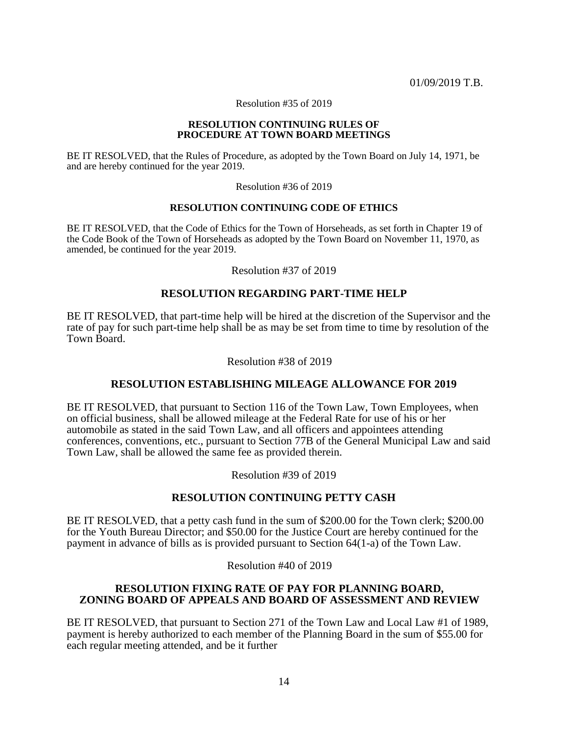01/09/2019 T.B.

Resolution #35 of 2019

**RESOLUTION CONTINUING RULES OF PROCEDURE AT TOWN BOARD MEETINGS**

BE IT RESOLVED, that the Rules of Procedure, as adopted by the Town Board on July 14, 1971, be and are hereby continued for the year 2019.

Resolution #36 of 2019

**RESOLUTION CONTINUING CODE OF ETHICS**

BE IT RESOLVED, that the Code of Ethics for the Town of Horseheads, as set forth in Chapter 19 of the Code Book of the Town of Horseheads as adopted by the Town Board on November 11, 1970, as amended, be continued for the year 2019.

Resolution #37 of 2019

**RESOLUTION REGARDING PART-TIME HELP**

BE IT RESOLVED, that part-time help will be hired at the discretion of the Supervisor and the rate of pay for such part-time help shall be as may be set from time to time by resolution of the Town Board.

Resolution #38 of 2019

**RESOLUTION ESTABLISHING MILEAGE ALLOWANCE FOR 2019**

BE IT RESOLVED, that pursuant to Section 116 of the Town Law, Town Employees, when on official business, shall be allowed mileage at the Federal Rate for use of his or her automobile as stated in the said Town Law, and all officers and appointees attending conferences, conventions, etc., pursuant to Section 77B of the General Municipal Law and said Town Law, shall be allowed the same fee as provided therein.

Resolution #39 of 2019

**RESOLUTION CONTINUING PETTY CASH**

BE IT RESOLVED, that a petty cash fund in the sum of $200.00 for the Town clerk; $200.00 for the Youth Bureau Director; and $50.00 for the Justice Court are hereby continued for the payment in advance of bills as is provided pursuant to Section 64(1-a) of the Town Law.

Resolution #40 of 2019

**RESOLUTION FIXING RATE OF PAY FOR PLANNING BOARD, ZONING BOARD OF APPEALS AND BOARD OF ASSESSMENT AND REVIEW**

BE IT RESOLVED, that pursuant to Section 271 of the Town Law and Local Law #1 of 1989, payment is hereby authorized to each member of the Planning Board in the sum of $55.00 for each regular meeting attended, and be it further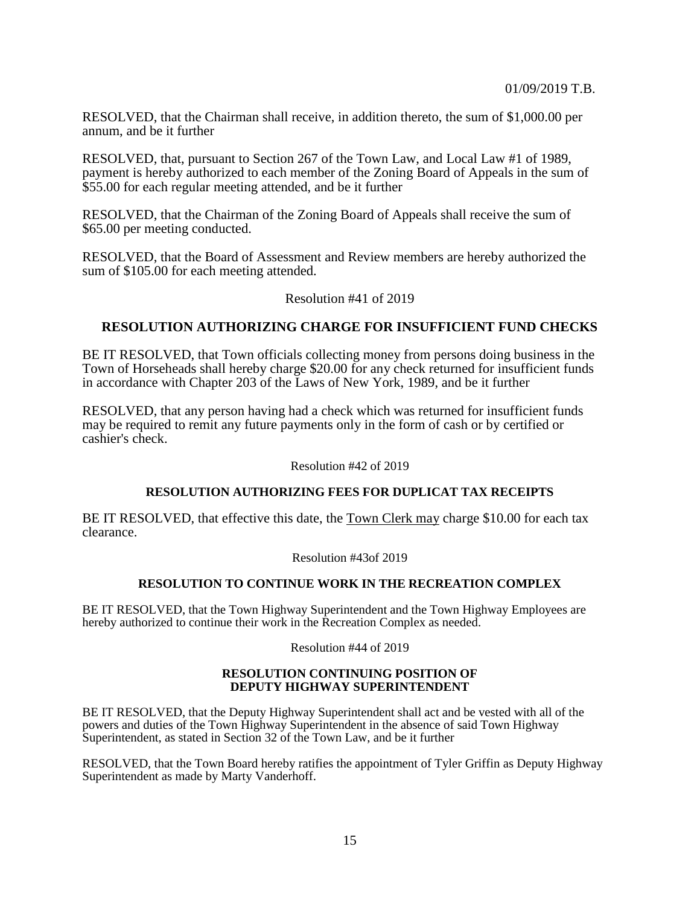RESOLVED, that the Chairman shall receive, in addition thereto, the sum of $1,000.00 per annum, and be it further

RESOLVED, that, pursuant to Section 267 of the Town Law, and Local Law #1 of 1989, payment is hereby authorized to each member of the Zoning Board of Appeals in the sum of $55.00 for each regular meeting attended, and be it further

RESOLVED, that the Chairman of the Zoning Board of Appeals shall receive the sum of $65.00 per meeting conducted.

RESOLVED, that the Board of Assessment and Review members are hereby authorized the sum of $105.00 for each meeting attended.

Resolution #41 of 2019

**RESOLUTION AUTHORIZING CHARGE FOR INSUFFICIENT FUND CHECKS**

BE IT RESOLVED, that Town officials collecting money from persons doing business in the Town of Horseheads shall hereby charge $20.00 for any check returned for insufficient funds in accordance with Chapter 203 of the Laws of New York, 1989, and be it further

RESOLVED, that any person having had a check which was returned for insufficient funds may be required to remit any future payments only in the form of cash or by certified or cashier's check.

Resolution #42 of 2019

**RESOLUTION AUTHORIZING FEES FOR DUPLICAT TAX RECEIPTS**

BE IT RESOLVED, that effective this date, the Town Clerk may charge $10.00 for each tax clearance.

Resolution #43of 2019

**RESOLUTION TO CONTINUE WORK IN THE RECREATION COMPLEX**

BE IT RESOLVED, that the Town Highway Superintendent and the Town Highway Employees are hereby authorized to continue their work in the Recreation Complex as needed.

Resolution #44 of 2019

**RESOLUTION CONTINUING POSITION OF DEPUTY HIGHWAY SUPERINTENDENT**

BE IT RESOLVED, that the Deputy Highway Superintendent shall act and be vested with all of the powers and duties of the Town Highway Superintendent in the absence of said Town Highway Superintendent, as stated in Section 32 of the Town Law, and be it further

RESOLVED, that the Town Board hereby ratifies the appointment of Tyler Griffin as Deputy Highway Superintendent as made by Marty Vanderhoff.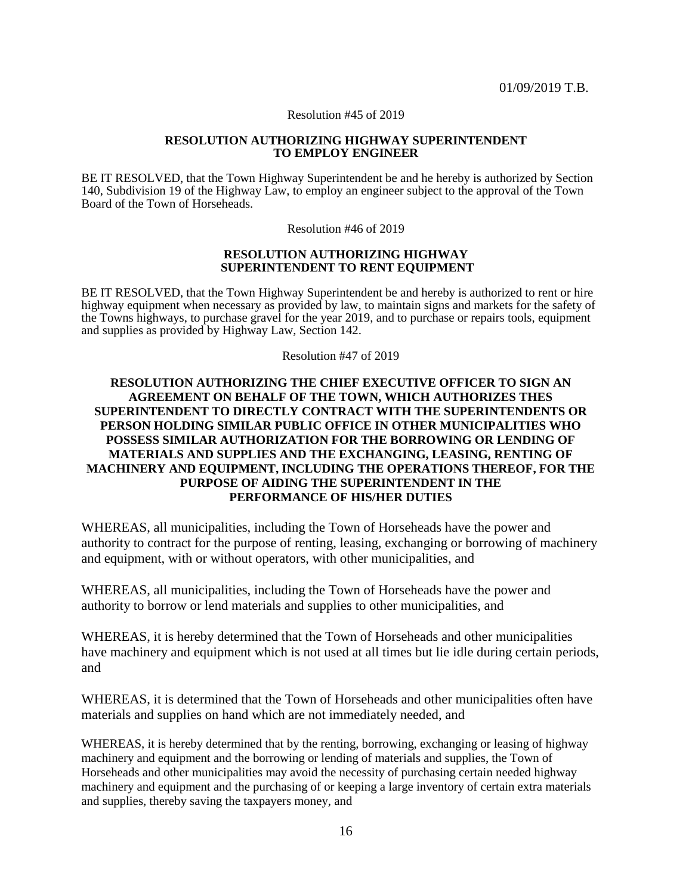01/09/2019 T.B.

Resolution #45 of 2019

**RESOLUTION AUTHORIZING HIGHWAY SUPERINTENDENT TO EMPLOY ENGINEER**

BE IT RESOLVED, that the Town Highway Superintendent be and he hereby is authorized by Section 140, Subdivision 19 of the Highway Law, to employ an engineer subject to the approval of the Town Board of the Town of Horseheads.

Resolution #46 of 2019

**RESOLUTION AUTHORIZING HIGHWAY SUPERINTENDENT TO RENT EQUIPMENT**

BE IT RESOLVED, that the Town Highway Superintendent be and hereby is authorized to rent or hire highway equipment when necessary as provided by law, to maintain signs and markets for the safety of the Towns highways, to purchase gravel for the year 2019, and to purchase or repairs tools, equipment and supplies as provided by Highway Law, Section 142.

Resolution #47 of 2019

**RESOLUTION AUTHORIZING THE CHIEF EXECUTIVE OFFICER TO SIGN AN AGREEMENT ON BEHALF OF THE TOWN, WHICH AUTHORIZES THES SUPERINTENDENT TO DIRECTLY CONTRACT WITH THE SUPERINTENDENTS OR PERSON HOLDING SIMILAR PUBLIC OFFICE IN OTHER MUNICIPALITIES WHO POSSESS SIMILAR AUTHORIZATION FOR THE BORROWING OR LENDING OF MATERIALS AND SUPPLIES AND THE EXCHANGING, LEASING, RENTING OF MACHINERY AND EQUIPMENT, INCLUDING THE OPERATIONS THEREOF, FOR THE PURPOSE OF AIDING THE SUPERINTENDENT IN THE PERFORMANCE OF HIS/HER DUTIES**

WHEREAS, all municipalities, including the Town of Horseheads have the power and authority to contract for the purpose of renting, leasing, exchanging or borrowing of machinery and equipment, with or without operators, with other municipalities, and

WHEREAS, all municipalities, including the Town of Horseheads have the power and authority to borrow or lend materials and supplies to other municipalities, and

WHEREAS, it is hereby determined that the Town of Horseheads and other municipalities have machinery and equipment which is not used at all times but lie idle during certain periods, and

WHEREAS, it is determined that the Town of Horseheads and other municipalities often have materials and supplies on hand which are not immediately needed, and

WHEREAS, it is hereby determined that by the renting, borrowing, exchanging or leasing of highway machinery and equipment and the borrowing or lending of materials and supplies, the Town of Horseheads and other municipalities may avoid the necessity of purchasing certain needed highway machinery and equipment and the purchasing of or keeping a large inventory of certain extra materials and supplies, thereby saving the taxpayers money, and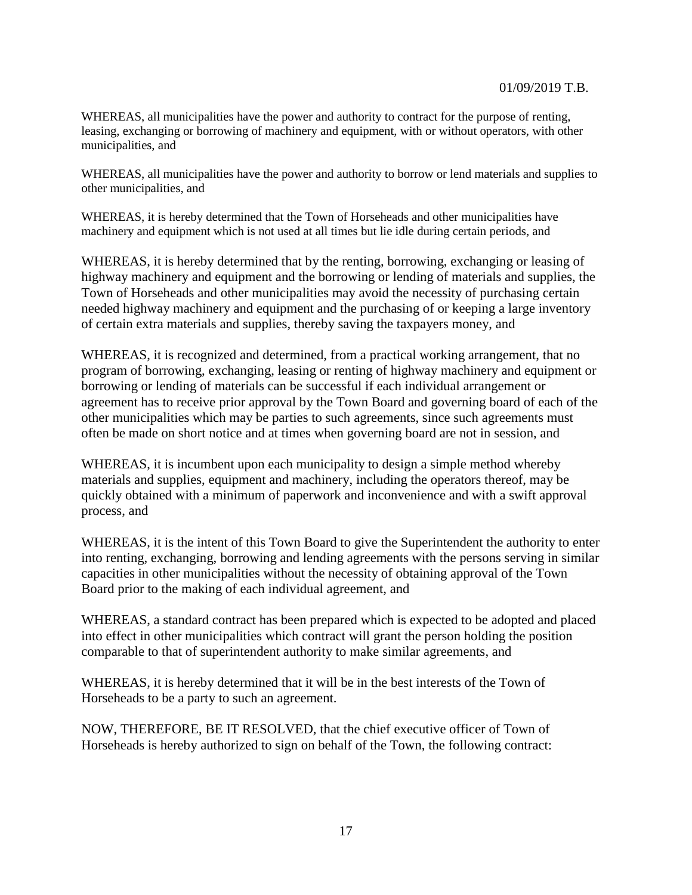01/09/2019 T.B.

WHEREAS, all municipalities have the power and authority to contract for the purpose of renting, leasing, exchanging or borrowing of machinery and equipment, with or without operators, with other municipalities, and

WHEREAS, all municipalities have the power and authority to borrow or lend materials and supplies to other municipalities, and

WHEREAS, it is hereby determined that the Town of Horseheads and other municipalities have machinery and equipment which is not used at all times but lie idle during certain periods, and

WHEREAS, it is hereby determined that by the renting, borrowing, exchanging or leasing of highway machinery and equipment and the borrowing or lending of materials and supplies, the Town of Horseheads and other municipalities may avoid the necessity of purchasing certain needed highway machinery and equipment and the purchasing of or keeping a large inventory of certain extra materials and supplies, thereby saving the taxpayers money, and

WHEREAS, it is recognized and determined, from a practical working arrangement, that no program of borrowing, exchanging, leasing or renting of highway machinery and equipment or borrowing or lending of materials can be successful if each individual arrangement or agreement has to receive prior approval by the Town Board and governing board of each of the other municipalities which may be parties to such agreements, since such agreements must often be made on short notice and at times when governing board are not in session, and

WHEREAS, it is incumbent upon each municipality to design a simple method whereby materials and supplies, equipment and machinery, including the operators thereof, may be quickly obtained with a minimum of paperwork and inconvenience and with a swift approval process, and

WHEREAS, it is the intent of this Town Board to give the Superintendent the authority to enter into renting, exchanging, borrowing and lending agreements with the persons serving in similar capacities in other municipalities without the necessity of obtaining approval of the Town Board prior to the making of each individual agreement, and

WHEREAS, a standard contract has been prepared which is expected to be adopted and placed into effect in other municipalities which contract will grant the person holding the position comparable to that of superintendent authority to make similar agreements, and

WHEREAS, it is hereby determined that it will be in the best interests of the Town of Horseheads to be a party to such an agreement.

NOW, THEREFORE, BE IT RESOLVED, that the chief executive officer of Town of Horseheads is hereby authorized to sign on behalf of the Town, the following contract: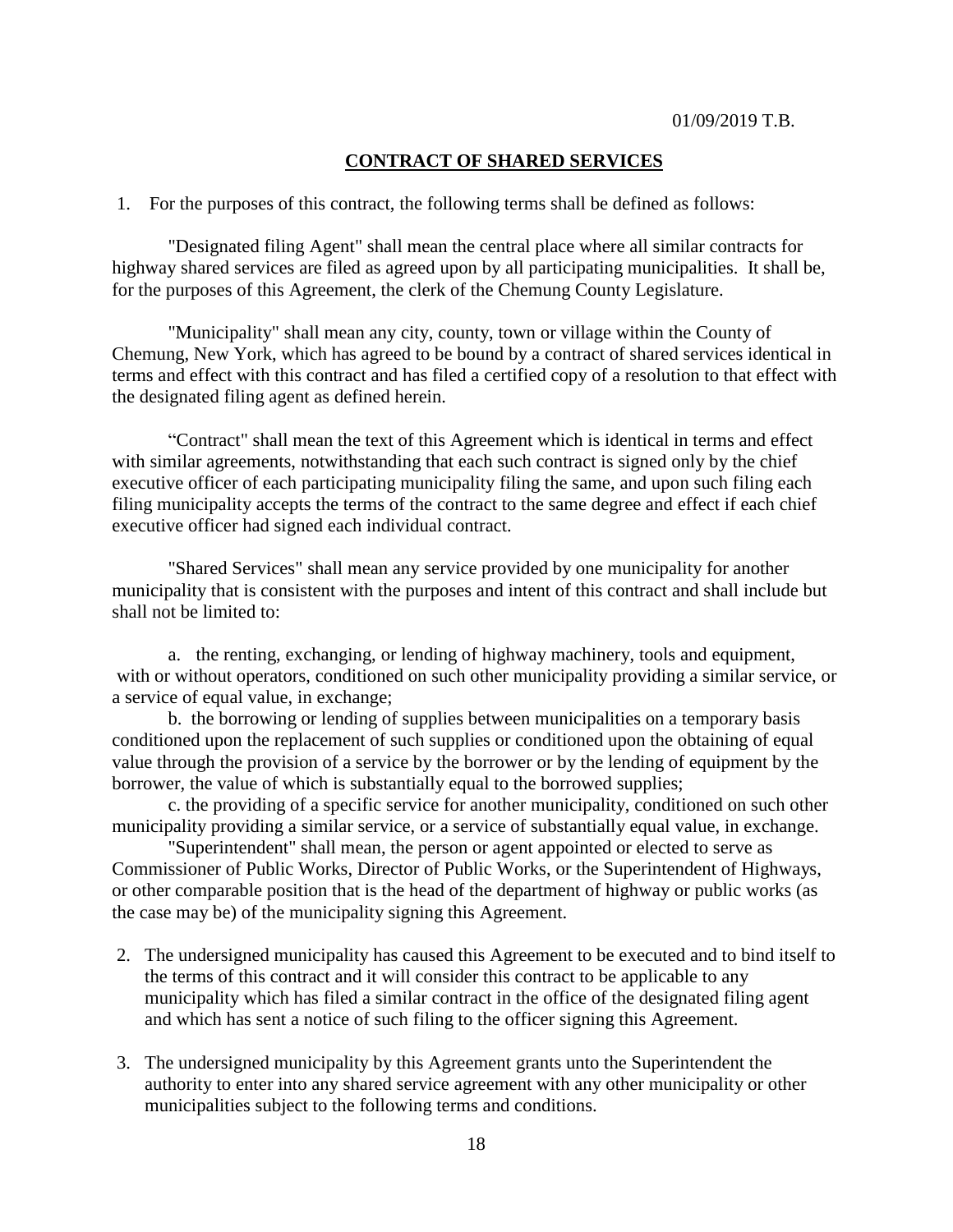01/09/2019 T.B.

**CONTRACT OF SHARED SERVICES**

1. For the purposes of this contract, the following terms shall be defined as follows:

"Designated filing Agent" shall mean the central place where all similar contracts for highway shared services are filed as agreed upon by all participating municipalities. It shall be, for the purposes of this Agreement, the clerk of the Chemung County Legislature.

"Municipality" shall mean any city, county, town or village within the County of Chemung, New York, which has agreed to be bound by a contract of shared services identical in terms and effect with this contract and has filed a certified copy of a resolution to that effect with the designated filing agent as defined herein.

"Contract" shall mean the text of this Agreement which is identical in terms and effect with similar agreements, notwithstanding that each such contract is signed only by the chief executive officer of each participating municipality filing the same, and upon such filing each filing municipality accepts the terms of the contract to the same degree and effect if each chief executive officer had signed each individual contract.

"Shared Services" shall mean any service provided by one municipality for another municipality that is consistent with the purposes and intent of this contract and shall include but shall not be limited to:

a. the renting, exchanging, or lending of highway machinery, tools and equipment, with or without operators, conditioned on such other municipality providing a similar service, or a service of equal value, in exchange;

b. the borrowing or lending of supplies between municipalities on a temporary basis conditioned upon the replacement of such supplies or conditioned upon the obtaining of equal value through the provision of a service by the borrower or by the lending of equipment by the borrower, the value of which is substantially equal to the borrowed supplies;

c. the providing of a specific service for another municipality, conditioned on such other municipality providing a similar service, or a service of substantially equal value, in exchange.

"Superintendent" shall mean, the person or agent appointed or elected to serve as Commissioner of Public Works, Director of Public Works, or the Superintendent of Highways, or other comparable position that is the head of the department of highway or public works (as the case may be) of the municipality signing this Agreement.

2. The undersigned municipality has caused this Agreement to be executed and to bind itself to the terms of this contract and it will consider this contract to be applicable to any municipality which has filed a similar contract in the office of the designated filing agent and which has sent a notice of such filing to the officer signing this Agreement.

3. The undersigned municipality by this Agreement grants unto the Superintendent the authority to enter into any shared service agreement with any other municipality or other municipalities subject to the following terms and conditions.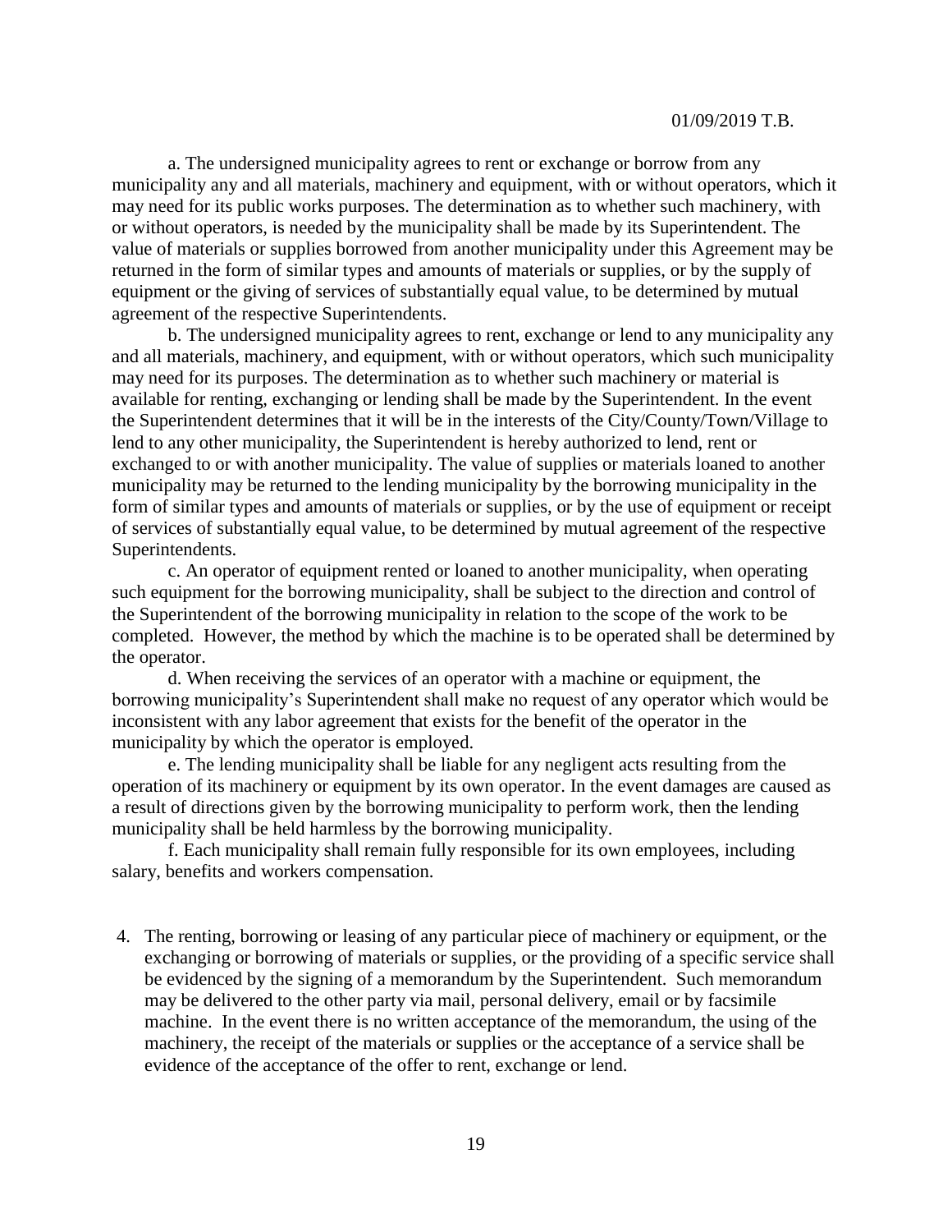01/09/2019 T.B.

a. The undersigned municipality agrees to rent or exchange or borrow from any municipality any and all materials, machinery and equipment, with or without operators, which it may need for its public works purposes. The determination as to whether such machinery, with or without operators, is needed by the municipality shall be made by its Superintendent. The value of materials or supplies borrowed from another municipality under this Agreement may be returned in the form of similar types and amounts of materials or supplies, or by the supply of equipment or the giving of services of substantially equal value, to be determined by mutual agreement of the respective Superintendents.

b. The undersigned municipality agrees to rent, exchange or lend to any municipality any and all materials, machinery, and equipment, with or without operators, which such municipality may need for its purposes. The determination as to whether such machinery or material is available for renting, exchanging or lending shall be made by the Superintendent. In the event the Superintendent determines that it will be in the interests of the City/County/Town/Village to lend to any other municipality, the Superintendent is hereby authorized to lend, rent or exchanged to or with another municipality. The value of supplies or materials loaned to another municipality may be returned to the lending municipality by the borrowing municipality in the form of similar types and amounts of materials or supplies, or by the use of equipment or receipt of services of substantially equal value, to be determined by mutual agreement of the respective Superintendents.

c. An operator of equipment rented or loaned to another municipality, when operating such equipment for the borrowing municipality, shall be subject to the direction and control of the Superintendent of the borrowing municipality in relation to the scope of the work to be completed. However, the method by which the machine is to be operated shall be determined by the operator.

d. When receiving the services of an operator with a machine or equipment, the borrowing municipality's Superintendent shall make no request of any operator which would be inconsistent with any labor agreement that exists for the benefit of the operator in the municipality by which the operator is employed.

e. The lending municipality shall be liable for any negligent acts resulting from the operation of its machinery or equipment by its own operator. In the event damages are caused as a result of directions given by the borrowing municipality to perform work, then the lending municipality shall be held harmless by the borrowing municipality.

f. Each municipality shall remain fully responsible for its own employees, including salary, benefits and workers compensation.

4. The renting, borrowing or leasing of any particular piece of machinery or equipment, or the exchanging or borrowing of materials or supplies, or the providing of a specific service shall be evidenced by the signing of a memorandum by the Superintendent. Such memorandum may be delivered to the other party via mail, personal delivery, email or by facsimile machine. In the event there is no written acceptance of the memorandum, the using of the machinery, the receipt of the materials or supplies or the acceptance of a service shall be evidence of the acceptance of the offer to rent, exchange or lend.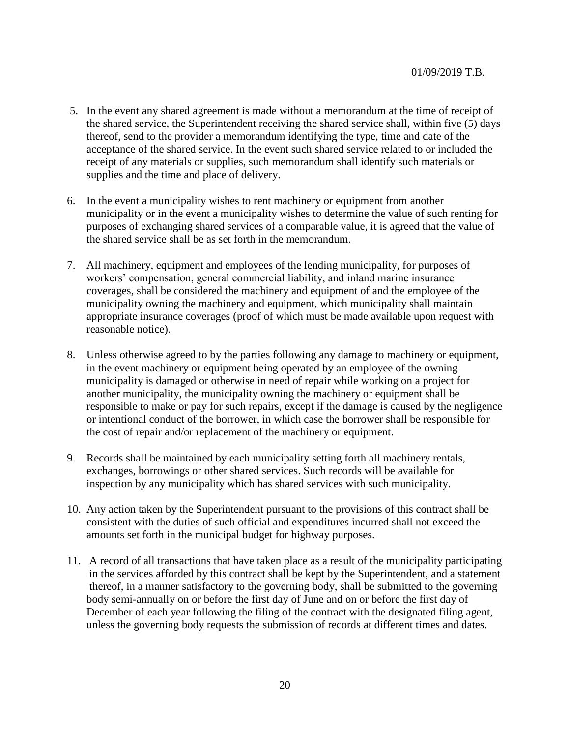5. In the event any shared agreement is made without a memorandum at the time of receipt of the shared service, the Superintendent receiving the shared service shall, within five (5) days thereof, send to the provider a memorandum identifying the type, time and date of the acceptance of the shared service. In the event such shared service related to or included the receipt of any materials or supplies, such memorandum shall identify such materials or supplies and the time and place of delivery.

6. In the event a municipality wishes to rent machinery or equipment from another municipality or in the event a municipality wishes to determine the value of such renting for purposes of exchanging shared services of a comparable value, it is agreed that the value of the shared service shall be as set forth in the memorandum.

7. All machinery, equipment and employees of the lending municipality, for purposes of workers' compensation, general commercial liability, and inland marine insurance coverages, shall be considered the machinery and equipment of and the employee of the municipality owning the machinery and equipment, which municipality shall maintain appropriate insurance coverages (proof of which must be made available upon request with reasonable notice).

8. Unless otherwise agreed to by the parties following any damage to machinery or equipment, in the event machinery or equipment being operated by an employee of the owning municipality is damaged or otherwise in need of repair while working on a project for another municipality, the municipality owning the machinery or equipment shall be responsible to make or pay for such repairs, except if the damage is caused by the negligence or intentional conduct of the borrower, in which case the borrower shall be responsible for the cost of repair and/or replacement of the machinery or equipment.

9. Records shall be maintained by each municipality setting forth all machinery rentals, exchanges, borrowings or other shared services. Such records will be available for inspection by any municipality which has shared services with such municipality.

10. Any action taken by the Superintendent pursuant to the provisions of this contract shall be consistent with the duties of such official and expenditures incurred shall not exceed the amounts set forth in the municipal budget for highway purposes.

11. A record of all transactions that have taken place as a result of the municipality participating in the services afforded by this contract shall be kept by the Superintendent, and a statement thereof, in a manner satisfactory to the governing body, shall be submitted to the governing body semi-annually on or before the first day of June and on or before the first day of December of each year following the filing of the contract with the designated filing agent, unless the governing body requests the submission of records at different times and dates.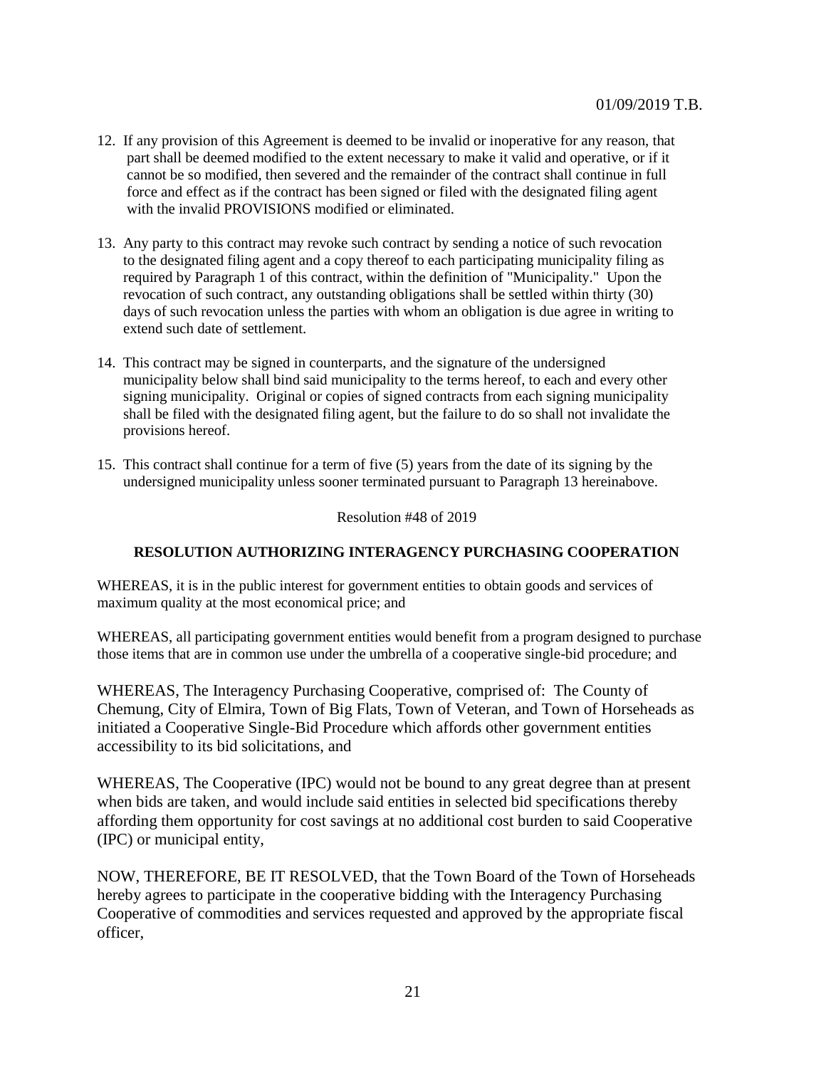12. If any provision of this Agreement is deemed to be invalid or inoperative for any reason, that part shall be deemed modified to the extent necessary to make it valid and operative, or if it cannot be so modified, then severed and the remainder of the contract shall continue in full force and effect as if the contract has been signed or filed with the designated filing agent with the invalid PROVISIONS modified or eliminated.

13. Any party to this contract may revoke such contract by sending a notice of such revocation to the designated filing agent and a copy thereof to each participating municipality filing as required by Paragraph 1 of this contract, within the definition of "Municipality." Upon the revocation of such contract, any outstanding obligations shall be settled within thirty (30) days of such revocation unless the parties with whom an obligation is due agree in writing to extend such date of settlement.

14. This contract may be signed in counterparts, and the signature of the undersigned municipality below shall bind said municipality to the terms hereof, to each and every other signing municipality. Original or copies of signed contracts from each signing municipality shall be filed with the designated filing agent, but the failure to do so shall not invalidate the provisions hereof.

15. This contract shall continue for a term of five (5) years from the date of its signing by the undersigned municipality unless sooner terminated pursuant to Paragraph 13 hereinabove.

Resolution #48 of 2019

**RESOLUTION AUTHORIZING INTERAGENCY PURCHASING COOPERATION**

WHEREAS, it is in the public interest for government entities to obtain goods and services of maximum quality at the most economical price; and

WHEREAS, all participating government entities would benefit from a program designed to purchase those items that are in common use under the umbrella of a cooperative single-bid procedure; and

WHEREAS, The Interagency Purchasing Cooperative, comprised of: The County of Chemung, City of Elmira, Town of Big Flats, Town of Veteran, and Town of Horseheads as initiated a Cooperative Single-Bid Procedure which affords other government entities accessibility to its bid solicitations, and

WHEREAS, The Cooperative (IPC) would not be bound to any great degree than at present when bids are taken, and would include said entities in selected bid specifications thereby affording them opportunity for cost savings at no additional cost burden to said Cooperative (IPC) or municipal entity,

NOW, THEREFORE, BE IT RESOLVED, that the Town Board of the Town of Horseheads hereby agrees to participate in the cooperative bidding with the Interagency Purchasing Cooperative of commodities and services requested and approved by the appropriate fiscal officer,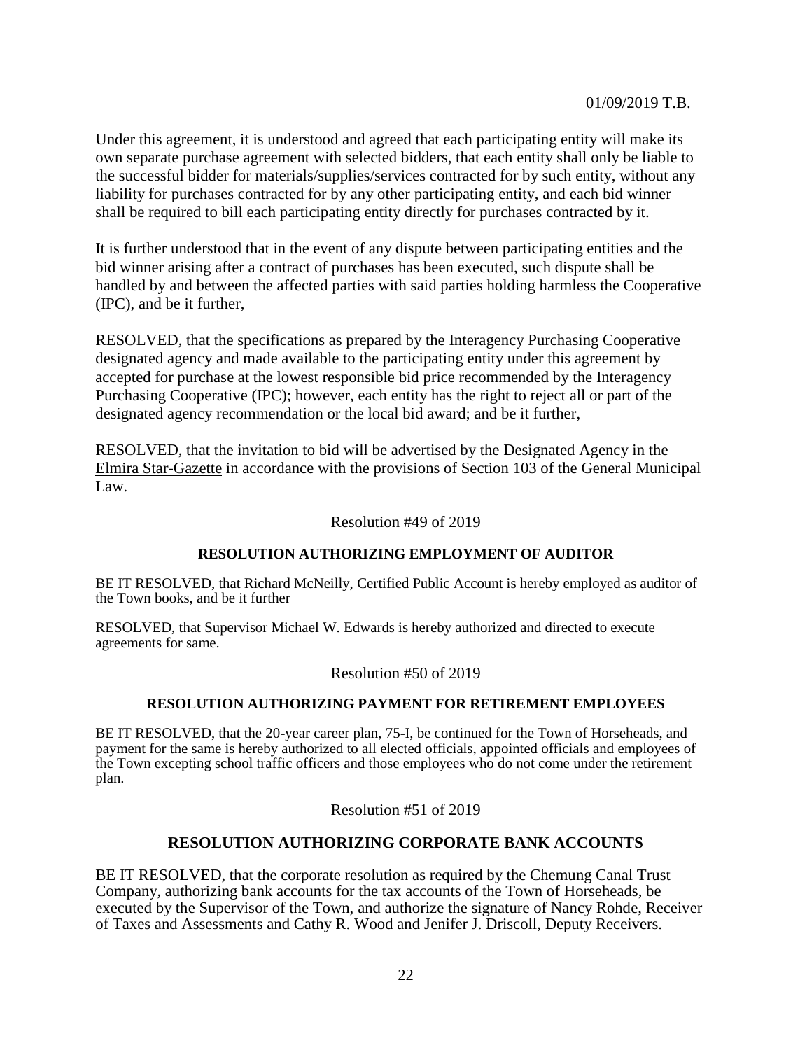Under this agreement, it is understood and agreed that each participating entity will make its own separate purchase agreement with selected bidders, that each entity shall only be liable to the successful bidder for materials/supplies/services contracted for by such entity, without any liability for purchases contracted for by any other participating entity, and each bid winner shall be required to bill each participating entity directly for purchases contracted by it.

It is further understood that in the event of any dispute between participating entities and the bid winner arising after a contract of purchases has been executed, such dispute shall be handled by and between the affected parties with said parties holding harmless the Cooperative (IPC), and be it further,

RESOLVED, that the specifications as prepared by the Interagency Purchasing Cooperative designated agency and made available to the participating entity under this agreement by accepted for purchase at the lowest responsible bid price recommended by the Interagency Purchasing Cooperative (IPC); however, each entity has the right to reject all or part of the designated agency recommendation or the local bid award; and be it further,

RESOLVED, that the invitation to bid will be advertised by the Designated Agency in the Elmira Star-Gazette in accordance with the provisions of Section 103 of the General Municipal Law.

Resolution #49 of 2019

**RESOLUTION AUTHORIZING EMPLOYMENT OF AUDITOR**

BE IT RESOLVED, that Richard McNeilly, Certified Public Account is hereby employed as auditor of the Town books, and be it further

RESOLVED, that Supervisor Michael W. Edwards is hereby authorized and directed to execute agreements for same.

Resolution #50 of 2019

**RESOLUTION AUTHORIZING PAYMENT FOR RETIREMENT EMPLOYEES**

BE IT RESOLVED, that the 20-year career plan, 75-I, be continued for the Town of Horseheads, and payment for the same is hereby authorized to all elected officials, appointed officials and employees of the Town excepting school traffic officers and those employees who do not come under the retirement plan.

Resolution #51 of 2019

**RESOLUTION AUTHORIZING CORPORATE BANK ACCOUNTS**

BE IT RESOLVED, that the corporate resolution as required by the Chemung Canal Trust Company, authorizing bank accounts for the tax accounts of the Town of Horseheads, be executed by the Supervisor of the Town, and authorize the signature of Nancy Rohde, Receiver of Taxes and Assessments and Cathy R. Wood and Jenifer J. Driscoll, Deputy Receivers.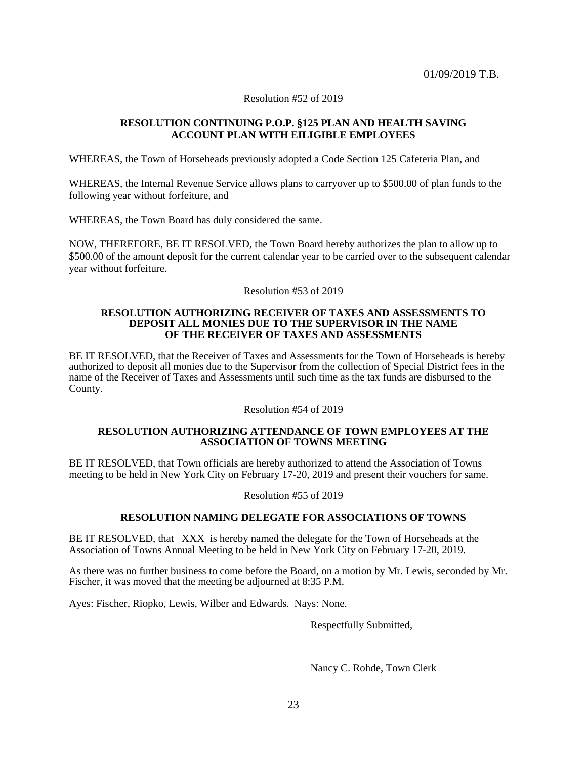01/09/2019 T.B.

Resolution #52 of 2019

**RESOLUTION CONTINUING P.O.P. §125 PLAN AND HEALTH SAVING ACCOUNT PLAN WITH EILIGIBLE EMPLOYEES**

WHEREAS, the Town of Horseheads previously adopted a Code Section 125 Cafeteria Plan, and

WHEREAS, the Internal Revenue Service allows plans to carryover up to $500.00 of plan funds to the following year without forfeiture, and

WHEREAS, the Town Board has duly considered the same.

NOW, THEREFORE, BE IT RESOLVED, the Town Board hereby authorizes the plan to allow up to $500.00 of the amount deposit for the current calendar year to be carried over to the subsequent calendar year without forfeiture.

Resolution #53 of 2019

**RESOLUTION AUTHORIZING RECEIVER OF TAXES AND ASSESSMENTS TO DEPOSIT ALL MONIES DUE TO THE SUPERVISOR IN THE NAME OF THE RECEIVER OF TAXES AND ASSESSMENTS**

BE IT RESOLVED, that the Receiver of Taxes and Assessments for the Town of Horseheads is hereby authorized to deposit all monies due to the Supervisor from the collection of Special District fees in the name of the Receiver of Taxes and Assessments until such time as the tax funds are disbursed to the County.

Resolution #54 of 2019

**RESOLUTION AUTHORIZING ATTENDANCE OF TOWN EMPLOYEES AT THE ASSOCIATION OF TOWNS MEETING**

BE IT RESOLVED, that Town officials are hereby authorized to attend the Association of Towns meeting to be held in New York City on February 17-20, 2019 and present their vouchers for same.

Resolution #55 of 2019

**RESOLUTION NAMING DELEGATE FOR ASSOCIATIONS OF TOWNS**

BE IT RESOLVED, that XXX is hereby named the delegate for the Town of Horseheads at the Association of Towns Annual Meeting to be held in New York City on February 17-20, 2019.

As there was no further business to come before the Board, on a motion by Mr. Lewis, seconded by Mr. Fischer, it was moved that the meeting be adjourned at 8:35 P.M.

Ayes: Fischer, Riopko, Lewis, Wilber and Edwards. Nays: None.

Respectfully Submitted,

Nancy C. Rohde, Town Clerk